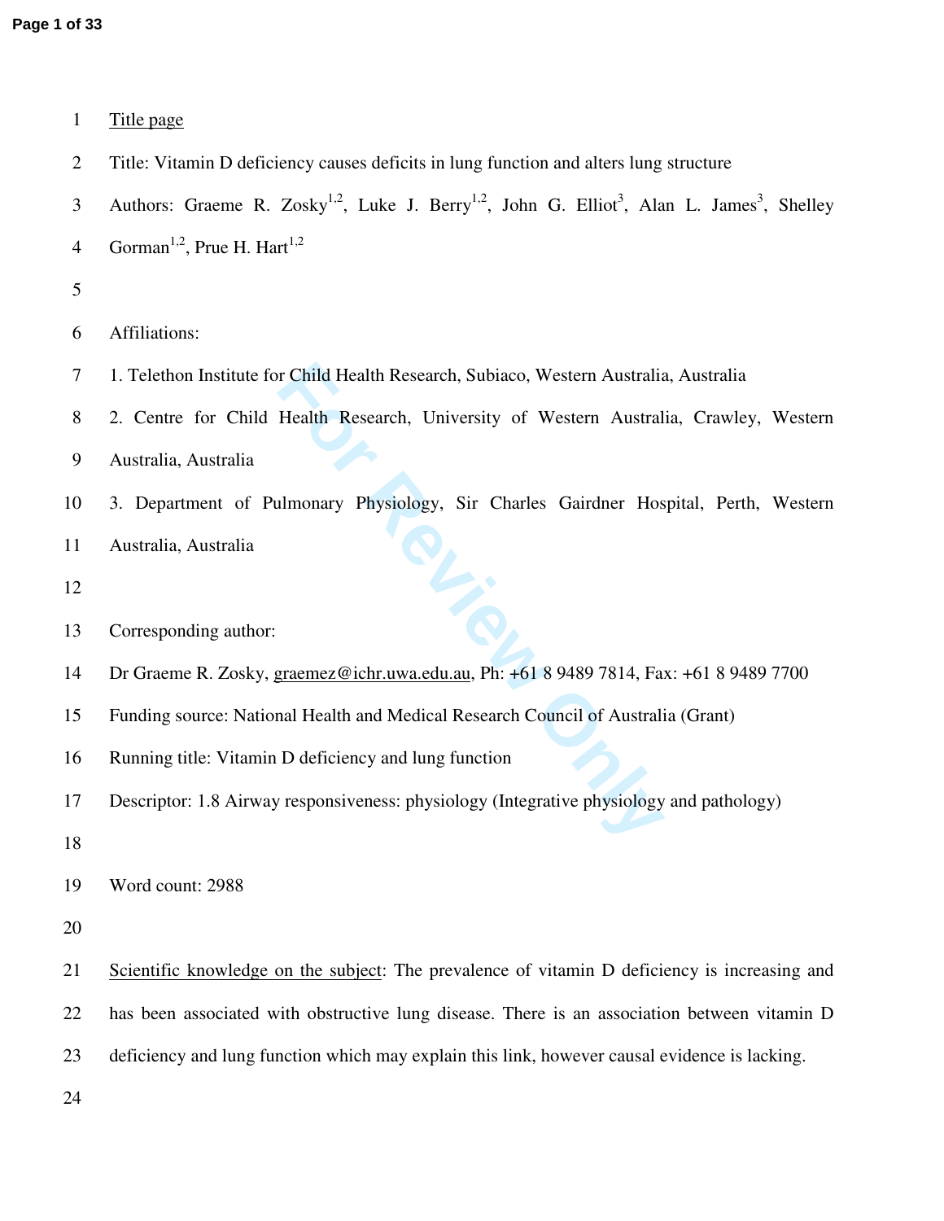Title page

Title: Vitamin D deficiency causes deficits in lung function and alters lung structure

Authors: Graeme R. Zosky[1,2], Luke J. Berry[1,2], John G. Elliot[3], Alan L. James[3], Shelley Gorman[1,2], Prue H. Hart[1,2]

Affiliations:

1. Telethon Institute for Child Health Research, Subiaco, Western Australia, Australia
2. Centre for Child Health Research, University of Western Australia, Crawley, Western Australia, Australia
3. Department of Pulmonary Physiology, Sir Charles Gairdner Hospital, Perth, Western Australia, Australia

Corresponding author:

Dr Graeme R. Zosky, graemez@ichr.uwa.edu.au, Ph: +61 8 9489 7814, Fax: +61 8 9489 7700

Funding source: National Health and Medical Research Council of Australia (Grant)

Running title: Vitamin D deficiency and lung function

Descriptor: 1.8 Airway responsiveness: physiology (Integrative physiology and pathology)

Word count: 2988

Scientific knowledge on the subject: The prevalence of vitamin D deficiency is increasing and has been associated with obstructive lung disease. There is an association between vitamin D deficiency and lung function which may explain this link, however causal evidence is lacking.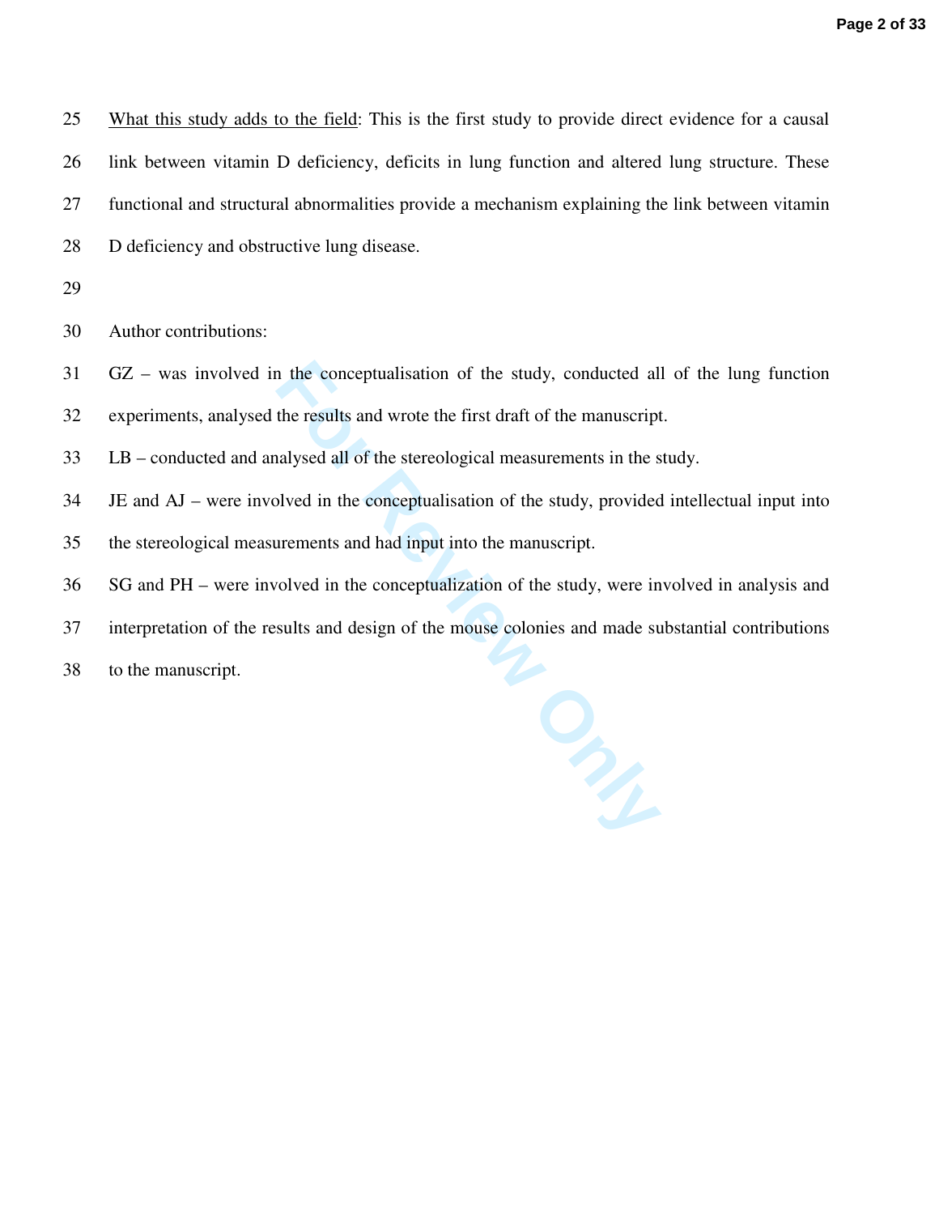What this study adds to the field: This is the first study to provide direct evidence for a causal link between vitamin D deficiency, deficits in lung function and altered lung structure. These functional and structural abnormalities provide a mechanism explaining the link between vitamin D deficiency and obstructive lung disease.

Author contributions:

GZ – was involved in the conceptualisation of the study, conducted all of the lung function experiments, analysed the results and wrote the first draft of the manuscript.

LB – conducted and analysed all of the stereological measurements in the study.

JE and AJ – were involved in the conceptualisation of the study, provided intellectual input into the stereological measurements and had input into the manuscript.

SG and PH – were involved in the conceptualization of the study, were involved in analysis and interpretation of the results and design of the mouse colonies and made substantial contributions to the manuscript.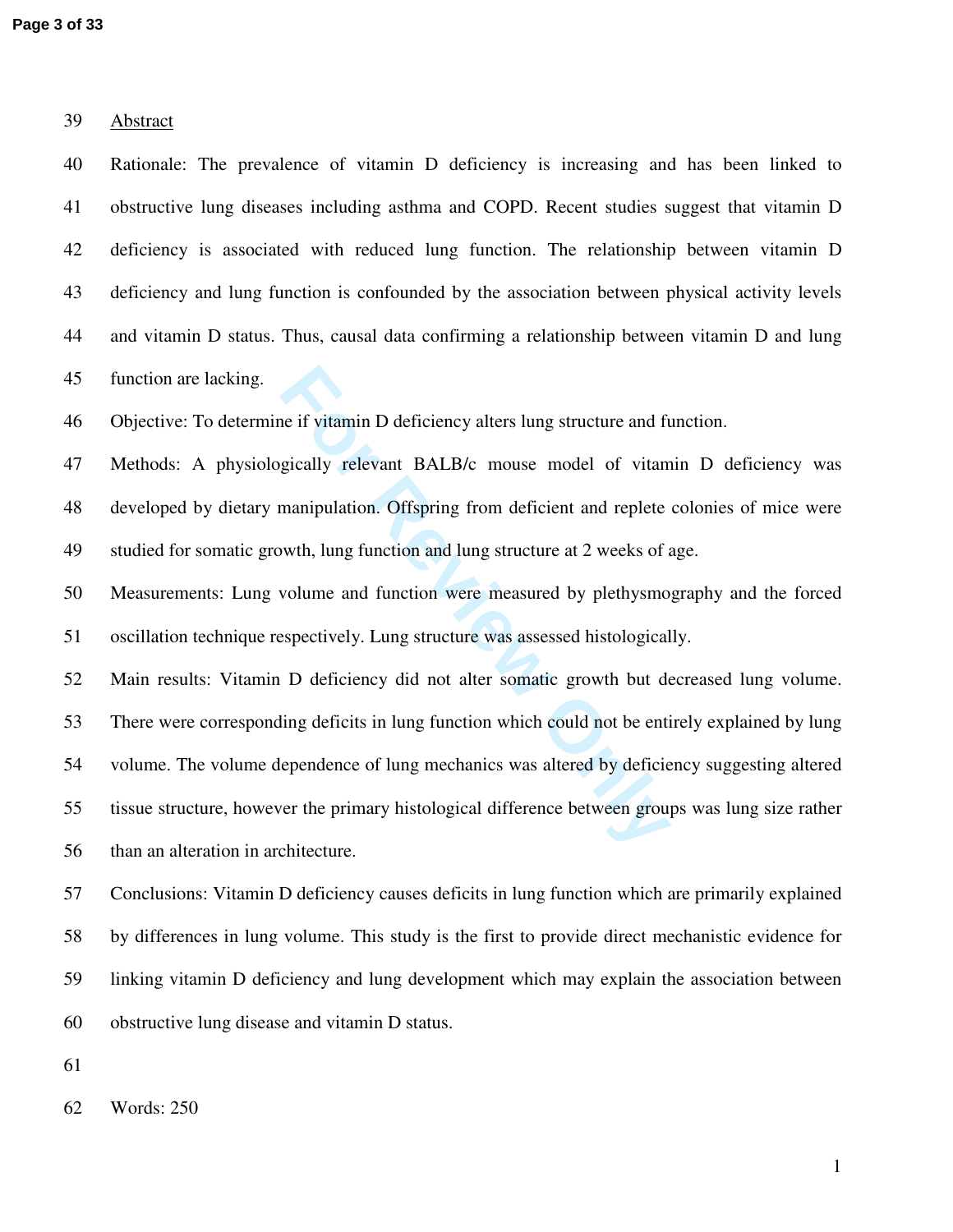## Abstract

Rationale: The prevalence of vitamin D deficiency is increasing and has been linked to obstructive lung diseases including asthma and COPD. Recent studies suggest that vitamin D deficiency is associated with reduced lung function. The relationship between vitamin D deficiency and lung function is confounded by the association between physical activity levels and vitamin D status. Thus, causal data confirming a relationship between vitamin D and lung function are lacking.

Objective: To determine if vitamin D deficiency alters lung structure and function.

Methods: A physiologically relevant BALB/c mouse model of vitamin D deficiency was developed by dietary manipulation. Offspring from deficient and replete colonies of mice were studied for somatic growth, lung function and lung structure at 2 weeks of age.

Measurements: Lung volume and function were measured by plethysmography and the forced oscillation technique respectively. Lung structure was assessed histologically.

Main results: Vitamin D deficiency did not alter somatic growth but decreased lung volume. There were corresponding deficits in lung function which could not be entirely explained by lung volume. The volume dependence of lung mechanics was altered by deficiency suggesting altered tissue structure, however the primary histological difference between groups was lung size rather than an alteration in architecture.

Conclusions: Vitamin D deficiency causes deficits in lung function which are primarily explained by differences in lung volume. This study is the first to provide direct mechanistic evidence for linking vitamin D deficiency and lung development which may explain the association between obstructive lung disease and vitamin D status.

Words: 250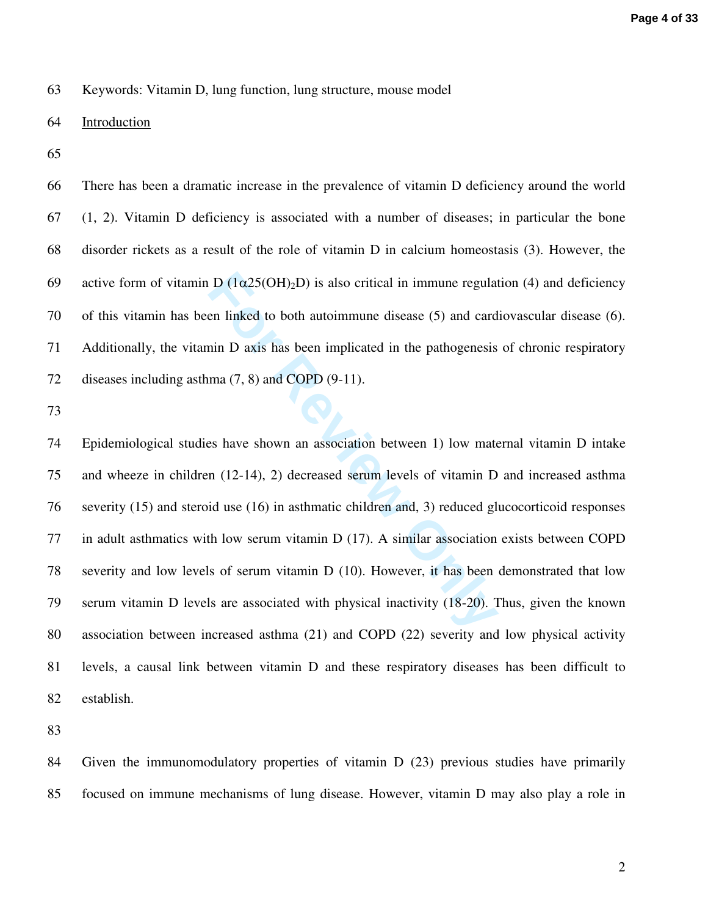Keywords: Vitamin D, lung function, lung structure, mouse model

## Introduction

There has been a dramatic increase in the prevalence of vitamin D deficiency around the world (1, 2). Vitamin D deficiency is associated with a number of diseases; in particular the bone disorder rickets as a result of the role of vitamin D in calcium homeostasis (3). However, the active form of vitamin D ($1\alpha 25(OH)_2D$) is also critical in immune regulation (4) and deficiency of this vitamin has been linked to both autoimmune disease (5) and cardiovascular disease (6). Additionally, the vitamin D axis has been implicated in the pathogenesis of chronic respiratory diseases including asthma (7, 8) and COPD (9-11).

Epidemiological studies have shown an association between 1) low maternal vitamin D intake and wheeze in children (12-14), 2) decreased serum levels of vitamin D and increased asthma severity (15) and steroid use (16) in asthmatic children and, 3) reduced glucocorticoid responses in adult asthmatics with low serum vitamin D (17). A similar association exists between COPD severity and low levels of serum vitamin D (10). However, it has been demonstrated that low serum vitamin D levels are associated with physical inactivity (18-20). Thus, given the known association between increased asthma (21) and COPD (22) severity and low physical activity levels, a causal link between vitamin D and these respiratory diseases has been difficult to establish.

Given the immunomodulatory properties of vitamin D (23) previous studies have primarily focused on immune mechanisms of lung disease. However, vitamin D may also play a role in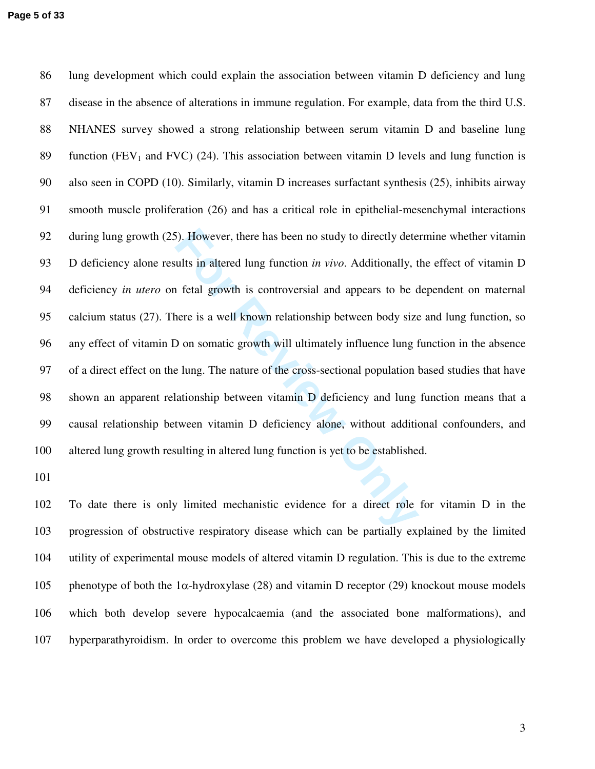lung development which could explain the association between vitamin D deficiency and lung disease in the absence of alterations in immune regulation. For example, data from the third U.S. NHANES survey showed a strong relationship between serum vitamin D and baseline lung function ($FEV_1$ and FVC) (24). This association between vitamin D levels and lung function is also seen in COPD (10). Similarly, vitamin D increases surfactant synthesis (25), inhibits airway smooth muscle proliferation (26) and has a critical role in epithelial-mesenchymal interactions during lung growth (25). However, there has been no study to directly determine whether vitamin D deficiency alone results in altered lung function *in vivo*. Additionally, the effect of vitamin D deficiency *in utero* on fetal growth is controversial and appears to be dependent on maternal calcium status (27). There is a well known relationship between body size and lung function, so any effect of vitamin D on somatic growth will ultimately influence lung function in the absence of a direct effect on the lung. The nature of the cross-sectional population based studies that have shown an apparent relationship between vitamin D deficiency and lung function means that a causal relationship between vitamin D deficiency alone, without additional confounders, and altered lung growth resulting in altered lung function is yet to be established.

To date there is only limited mechanistic evidence for a direct role for vitamin D in the progression of obstructive respiratory disease which can be partially explained by the limited utility of experimental mouse models of altered vitamin D regulation. This is due to the extreme phenotype of both the 1$\alpha$-hydroxylase (28) and vitamin D receptor (29) knockout mouse models which both develop severe hypocalcaemia (and the associated bone malformations), and hyperparathyroidism. In order to overcome this problem we have developed a physiologically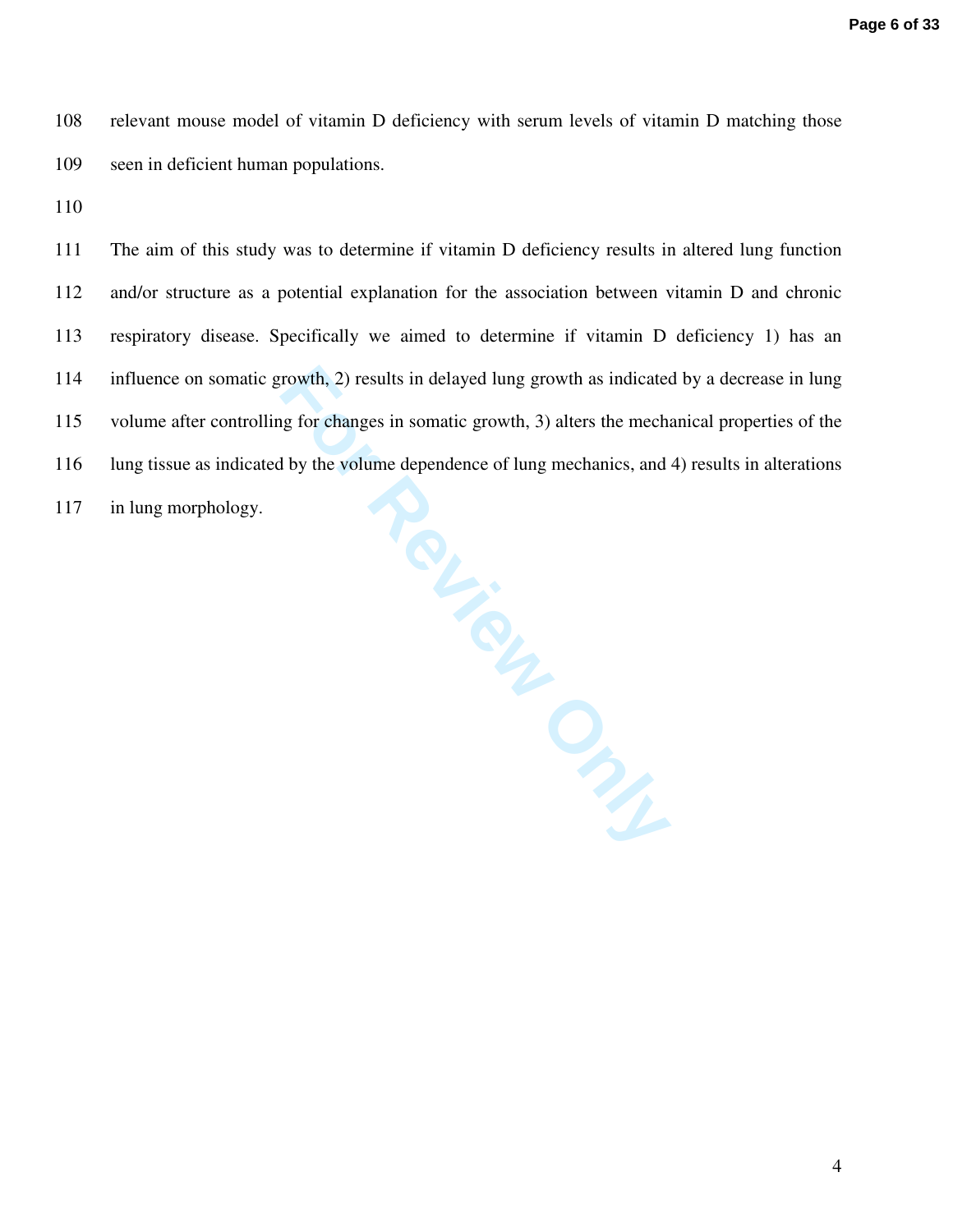relevant mouse model of vitamin D deficiency with serum levels of vitamin D matching those seen in deficient human populations.

The aim of this study was to determine if vitamin D deficiency results in altered lung function and/or structure as a potential explanation for the association between vitamin D and chronic respiratory disease. Specifically we aimed to determine if vitamin D deficiency 1) has an influence on somatic growth, 2) results in delayed lung growth as indicated by a decrease in lung volume after controlling for changes in somatic growth, 3) alters the mechanical properties of the lung tissue as indicated by the volume dependence of lung mechanics, and 4) results in alterations in lung morphology.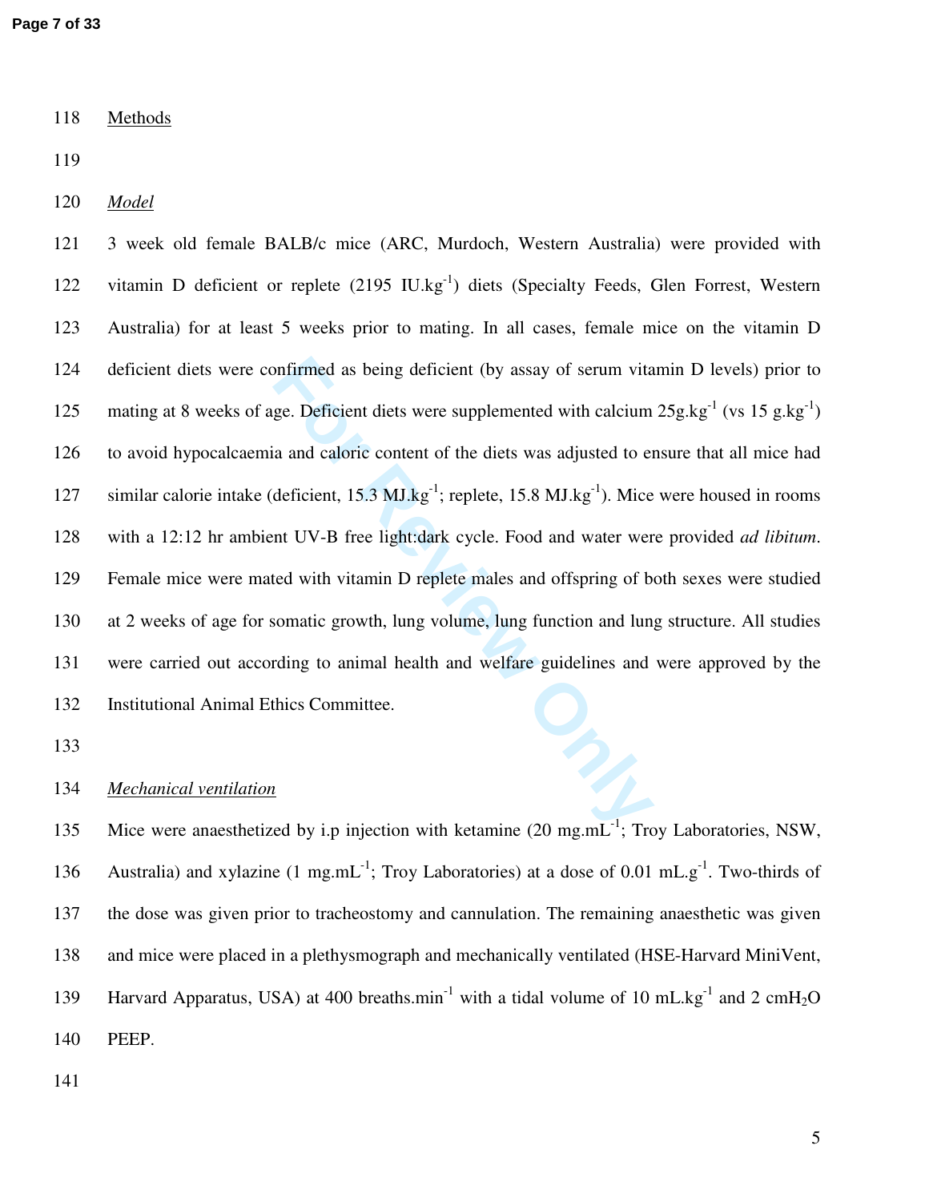## Methods

### *Model*

3 week old female BALB/c mice (ARC, Murdoch, Western Australia) were provided with vitamin D deficient or replete (2195 $IU.kg^{-1}$) diets (Specialty Feeds, Glen Forrest, Western Australia) for at least 5 weeks prior to mating. In all cases, female mice on the vitamin D deficient diets were confirmed as being deficient (by assay of serum vitamin D levels) prior to mating at 8 weeks of age. Deficient diets were supplemented with calcium $25g.kg^{-1}$ (vs 15 $g.kg^{-1}$) to avoid hypocalcaemia and caloric content of the diets was adjusted to ensure that all mice had similar calorie intake (deficient, 15.3 $MJ.kg^{-1}$; replete, 15.8 $MJ.kg^{-1}$). Mice were housed in rooms with a 12:12 hr ambient UV-B free light:dark cycle. Food and water were provided *ad libitum*. Female mice were mated with vitamin D replete males and offspring of both sexes were studied at 2 weeks of age for somatic growth, lung volume, lung function and lung structure. All studies were carried out according to animal health and welfare guidelines and were approved by the Institutional Animal Ethics Committee.

### *Mechanical ventilation*

Mice were anaesthetized by i.p injection with ketamine (20 $mg.mL^{-1}$; Troy Laboratories, NSW, Australia) and xylazine (1 $mg.mL^{-1}$; Troy Laboratories) at a dose of 0.01 $mL.g^{-1}$. Two-thirds of the dose was given prior to tracheostomy and cannulation. The remaining anaesthetic was given and mice were placed in a plethysmograph and mechanically ventilated (HSE-Harvard MiniVent, Harvard Apparatus, USA) at 400 $breaths.min^{-1}$ with a tidal volume of 10 $mL.kg^{-1}$ and 2 $cmH_2O$ PEEP.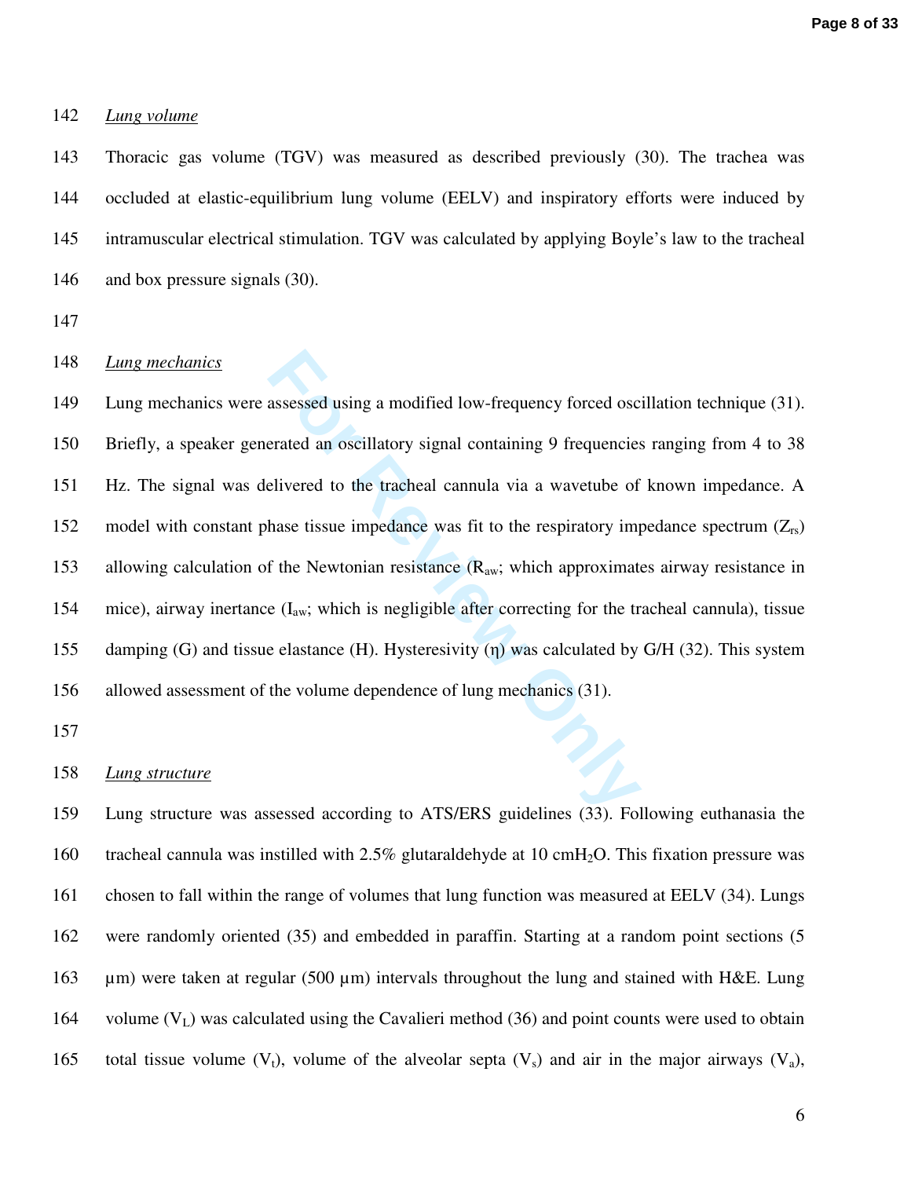*Lung volume*

Thoracic gas volume (TGV) was measured as described previously (30). The trachea was occluded at elastic-equilibrium lung volume (EELV) and inspiratory efforts were induced by intramuscular electrical stimulation. TGV was calculated by applying Boyle's law to the tracheal and box pressure signals (30).

*Lung mechanics*

Lung mechanics were assessed using a modified low-frequency forced oscillation technique (31). Briefly, a speaker generated an oscillatory signal containing 9 frequencies ranging from 4 to 38 Hz. The signal was delivered to the tracheal cannula via a wavetube of known impedance. A model with constant phase tissue impedance was fit to the respiratory impedance spectrum ($Z_{rs}$) allowing calculation of the Newtonian resistance ($R_{aw}$; which approximates airway resistance in mice), airway inertance ($I_{aw}$; which is negligible after correcting for the tracheal cannula), tissue damping (G) and tissue elastance (H). Hysteresivity ($\eta$) was calculated by G/H (32). This system allowed assessment of the volume dependence of lung mechanics (31).

*Lung structure*

Lung structure was assessed according to ATS/ERS guidelines (33). Following euthanasia the tracheal cannula was instilled with 2.5% glutaraldehyde at 10 cm$H_2O$. This fixation pressure was chosen to fall within the range of volumes that lung function was measured at EELV (34). Lungs were randomly oriented (35) and embedded in paraffin. Starting at a random point sections (5 µm) were taken at regular (500 µm) intervals throughout the lung and stained with H&E. Lung volume ($V_L$) was calculated using the Cavalieri method (36) and point counts were used to obtain total tissue volume ($V_t$), volume of the alveolar septa ($V_s$) and air in the major airways ($V_a$),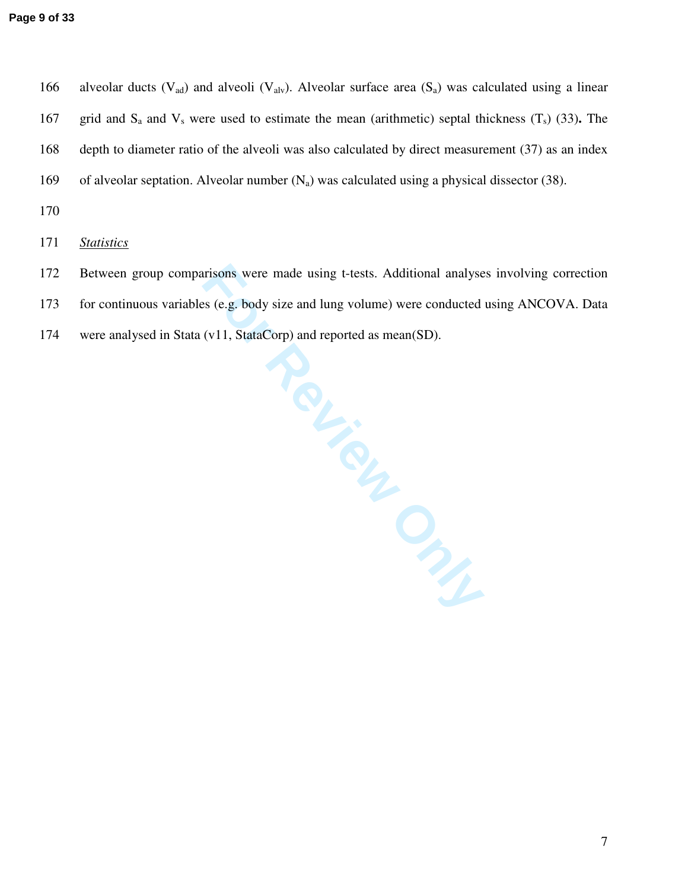alveolar ducts ($V_{ad}$) and alveoli ($V_{alv}$). Alveolar surface area ($S_a$) was calculated using a linear grid and $S_a$ and $V_s$ were used to estimate the mean (arithmetic) septal thickness ($T_s$) (33)**.** The depth to diameter ratio of the alveoli was also calculated by direct measurement (37) as an index of alveolar septation. Alveolar number ($N_a$) was calculated using a physical dissector (38).

*Statistics*

Between group comparisons were made using t-tests. Additional analyses involving correction for continuous variables (e.g. body size and lung volume) were conducted using ANCOVA. Data were analysed in Stata (v11, StataCorp) and reported as mean(SD).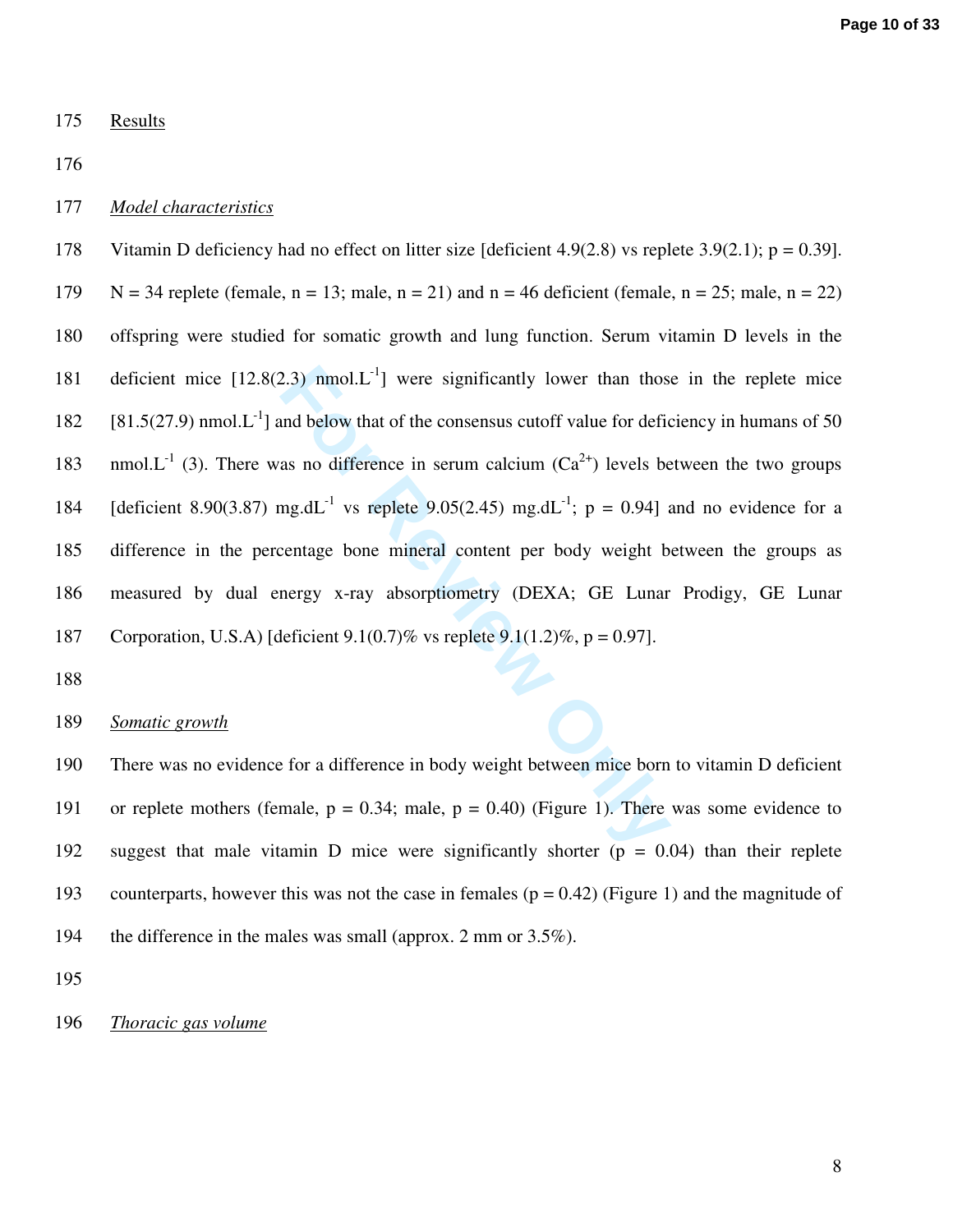## Results

### *Model characteristics*

Vitamin D deficiency had no effect on litter size [deficient 4.9(2.8) vs replete 3.9(2.1); $p = 0.39$]. N = 34 replete (female, n = 13; male, n = 21) and n = 46 deficient (female, n = 25; male, n = 22) offspring were studied for somatic growth and lung function. Serum vitamin D levels in the deficient mice [12.8(2.3) $nmol.L^{-1}$] were significantly lower than those in the replete mice [81.5(27.9) $nmol.L^{-1}$] and below that of the consensus cutoff value for deficiency in humans of 50 $nmol.L^{-1}$ (3). There was no difference in serum calcium ($Ca^{2+}$) levels between the two groups [deficient 8.90(3.87) $mg.dL^{-1}$ vs replete 9.05(2.45) $mg.dL^{-1}$; $p = 0.94$] and no evidence for a difference in the percentage bone mineral content per body weight between the groups as measured by dual energy x-ray absorptiometry (DEXA; GE Lunar Prodigy, GE Lunar Corporation, U.S.A) [deficient 9.1(0.7)% vs replete 9.1(1.2)%, $p = 0.97$].

### *Somatic growth*

There was no evidence for a difference in body weight between mice born to vitamin D deficient or replete mothers (female, $p = 0.34$; male, $p = 0.40$) (Figure 1). There was some evidence to suggest that male vitamin D mice were significantly shorter ($p = 0.04$) than their replete counterparts, however this was not the case in females ($p = 0.42$) (Figure 1) and the magnitude of the difference in the males was small (approx. 2 mm or 3.5%).

### *Thoracic gas volume*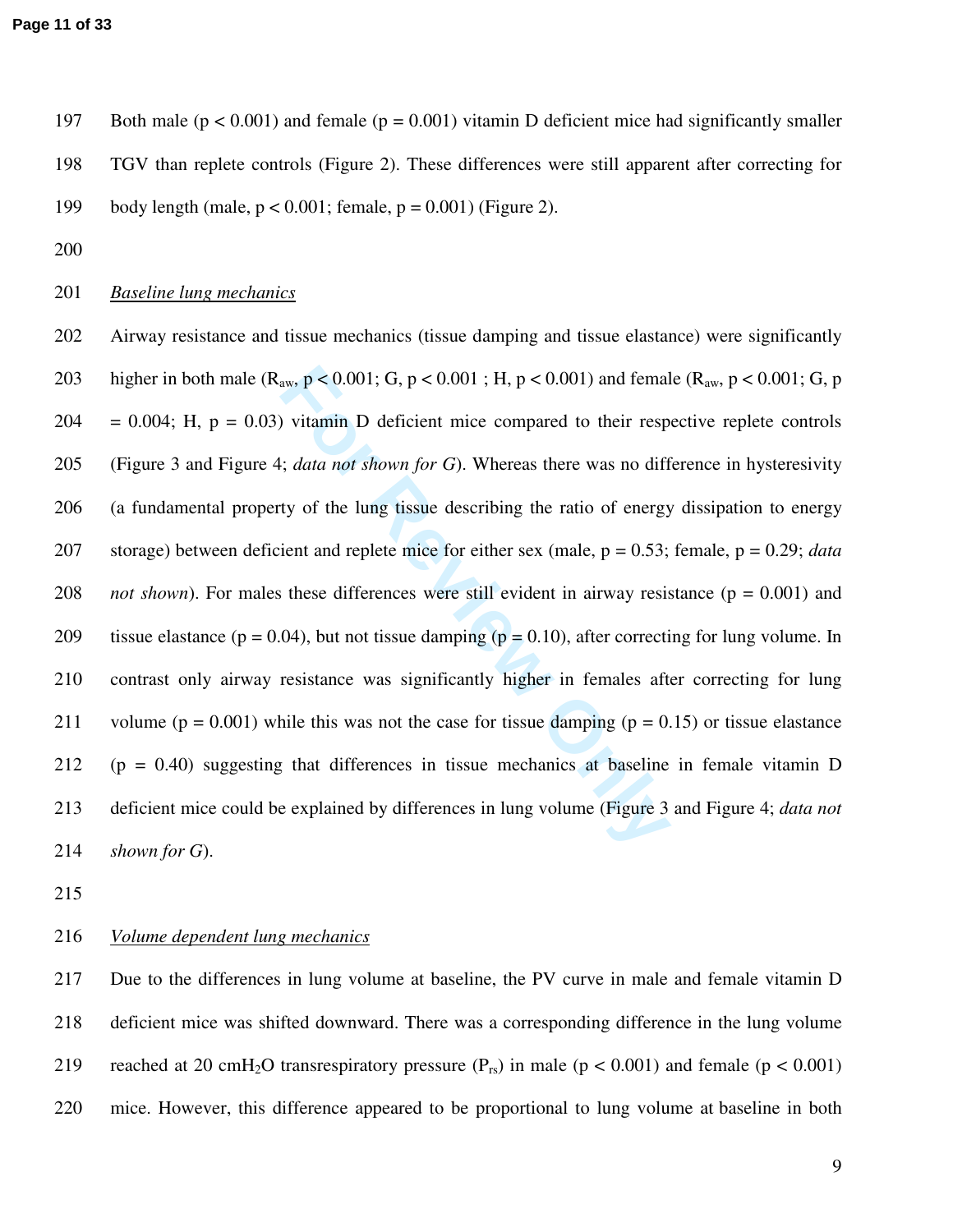Both male ($p < 0.001$) and female ($p = 0.001$) vitamin D deficient mice had significantly smaller TGV than replete controls (Figure 2). These differences were still apparent after correcting for body length (male, $p < 0.001$; female, $p = 0.001$) (Figure 2).

*Baseline lung mechanics*

Airway resistance and tissue mechanics (tissue damping and tissue elastance) were significantly higher in both male ($R_{aw}$, $p < 0.001$; G, $p < 0.001$ ; H, $p < 0.001$) and female ($R_{aw}$, $p < 0.001$; G, $p = 0.004$; H, $p = 0.03$) vitamin D deficient mice compared to their respective replete controls (Figure 3 and Figure 4; *data not shown for G*). Whereas there was no difference in hysteresivity (a fundamental property of the lung tissue describing the ratio of energy dissipation to energy storage) between deficient and replete mice for either sex (male, $p = 0.53$; female, $p = 0.29$; *data not shown*). For males these differences were still evident in airway resistance ($p = 0.001$) and tissue elastance ($p = 0.04$), but not tissue damping ($p = 0.10$), after correcting for lung volume. In contrast only airway resistance was significantly higher in females after correcting for lung volume ($p = 0.001$) while this was not the case for tissue damping ($p = 0.15$) or tissue elastance ($p = 0.40$) suggesting that differences in tissue mechanics at baseline in female vitamin D deficient mice could be explained by differences in lung volume (Figure 3 and Figure 4; *data not shown for G*).

*Volume dependent lung mechanics*

Due to the differences in lung volume at baseline, the PV curve in male and female vitamin D deficient mice was shifted downward. There was a corresponding difference in the lung volume reached at 20 $cmH_2O$ transrespiratory pressure ($P_{rs}$) in male ($p < 0.001$) and female ($p < 0.001$) mice. However, this difference appeared to be proportional to lung volume at baseline in both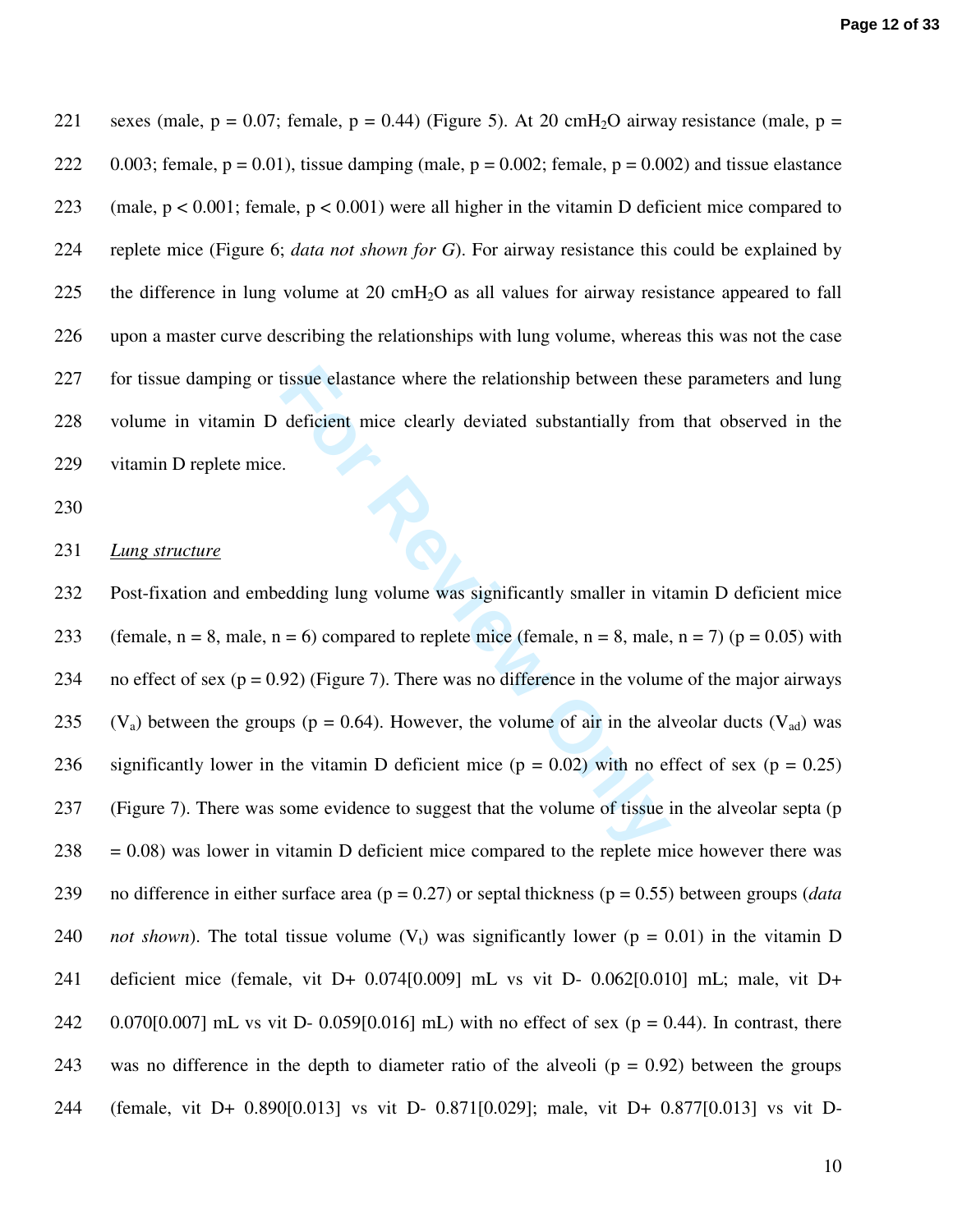sexes (male, $p = 0.07$; female, $p = 0.44$) (Figure 5). At 20 cm$H_2O$ airway resistance (male, $p = 0.003$; female, $p = 0.01$), tissue damping (male, $p = 0.002$; female, $p = 0.002$) and tissue elastance (male, $p < 0.001$; female, $p < 0.001$) were all higher in the vitamin D deficient mice compared to replete mice (Figure 6; *data not shown for G*). For airway resistance this could be explained by the difference in lung volume at 20 cm$H_2O$ as all values for airway resistance appeared to fall upon a master curve describing the relationships with lung volume, whereas this was not the case for tissue damping or tissue elastance where the relationship between these parameters and lung volume in vitamin D deficient mice clearly deviated substantially from that observed in the vitamin D replete mice.

*Lung structure*

Post-fixation and embedding lung volume was significantly smaller in vitamin D deficient mice (female, n = 8, male, n = 6) compared to replete mice (female, n = 8, male, n = 7) ($p = 0.05$) with no effect of sex ($p = 0.92$) (Figure 7). There was no difference in the volume of the major airways ($V_a$) between the groups ($p = 0.64$). However, the volume of air in the alveolar ducts ($V_{ad}$) was significantly lower in the vitamin D deficient mice ($p = 0.02$) with no effect of sex ($p = 0.25$) (Figure 7). There was some evidence to suggest that the volume of tissue in the alveolar septa ($p = 0.08$) was lower in vitamin D deficient mice compared to the replete mice however there was no difference in either surface area ($p = 0.27$) or septal thickness ($p = 0.55$) between groups (*data not shown*). The total tissue volume ($V_t$) was significantly lower ($p = 0.01$) in the vitamin D deficient mice (female, vit D+ 0.074[0.009] mL vs vit D- 0.062[0.010] mL; male, vit D+ 0.070[0.007] mL vs vit D- 0.059[0.016] mL) with no effect of sex ($p = 0.44$). In contrast, there was no difference in the depth to diameter ratio of the alveoli ($p = 0.92$) between the groups (female, vit D+ 0.890[0.013] vs vit D- 0.871[0.029]; male, vit D+ 0.877[0.013] vs vit D-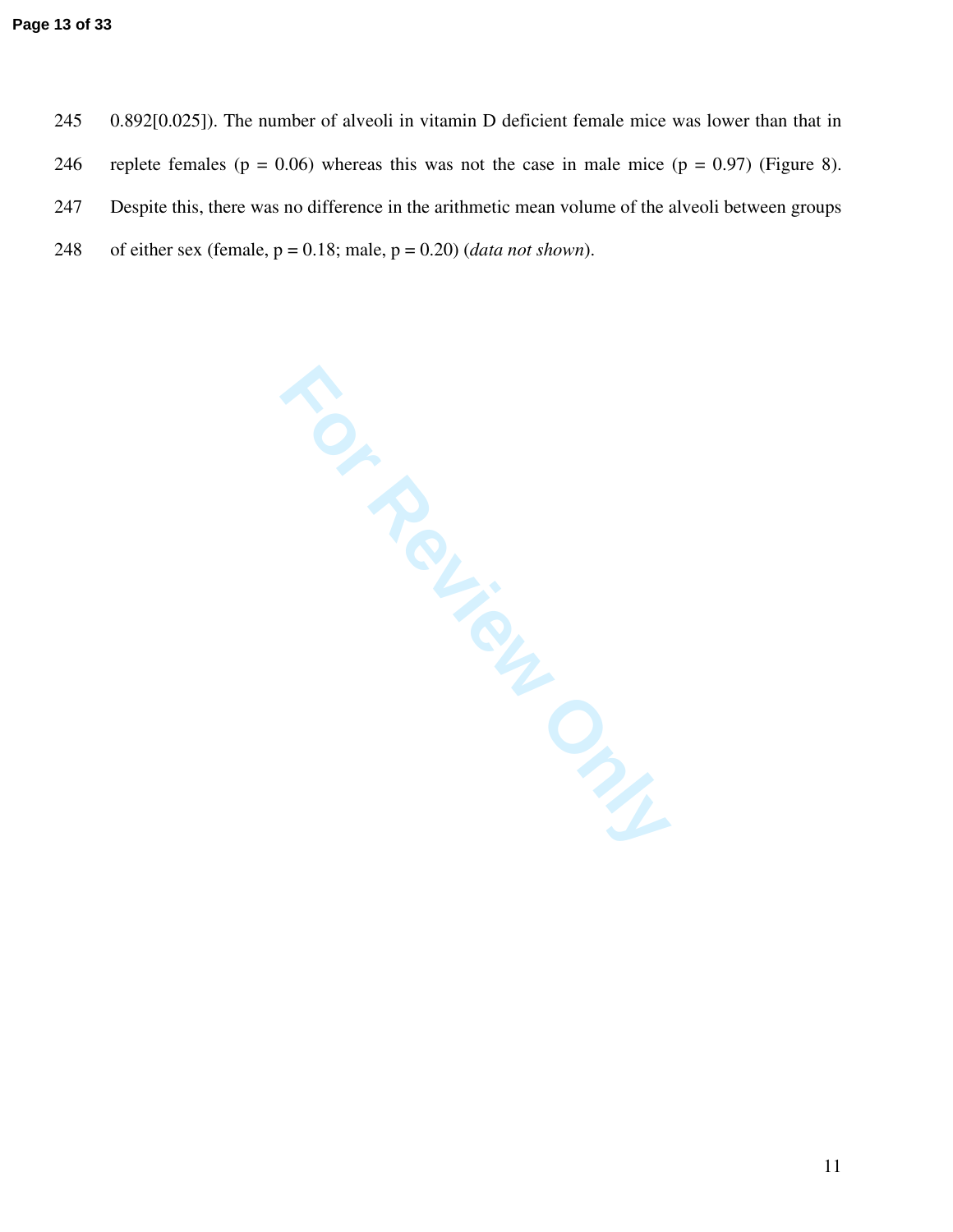0.892[0.025]). The number of alveoli in vitamin D deficient female mice was lower than that in replete females ($p = 0.06$) whereas this was not the case in male mice ($p = 0.97$) (Figure 8). Despite this, there was no difference in the arithmetic mean volume of the alveoli between groups of either sex (female, $p = 0.18$; male, $p = 0.20$) (*data not shown*).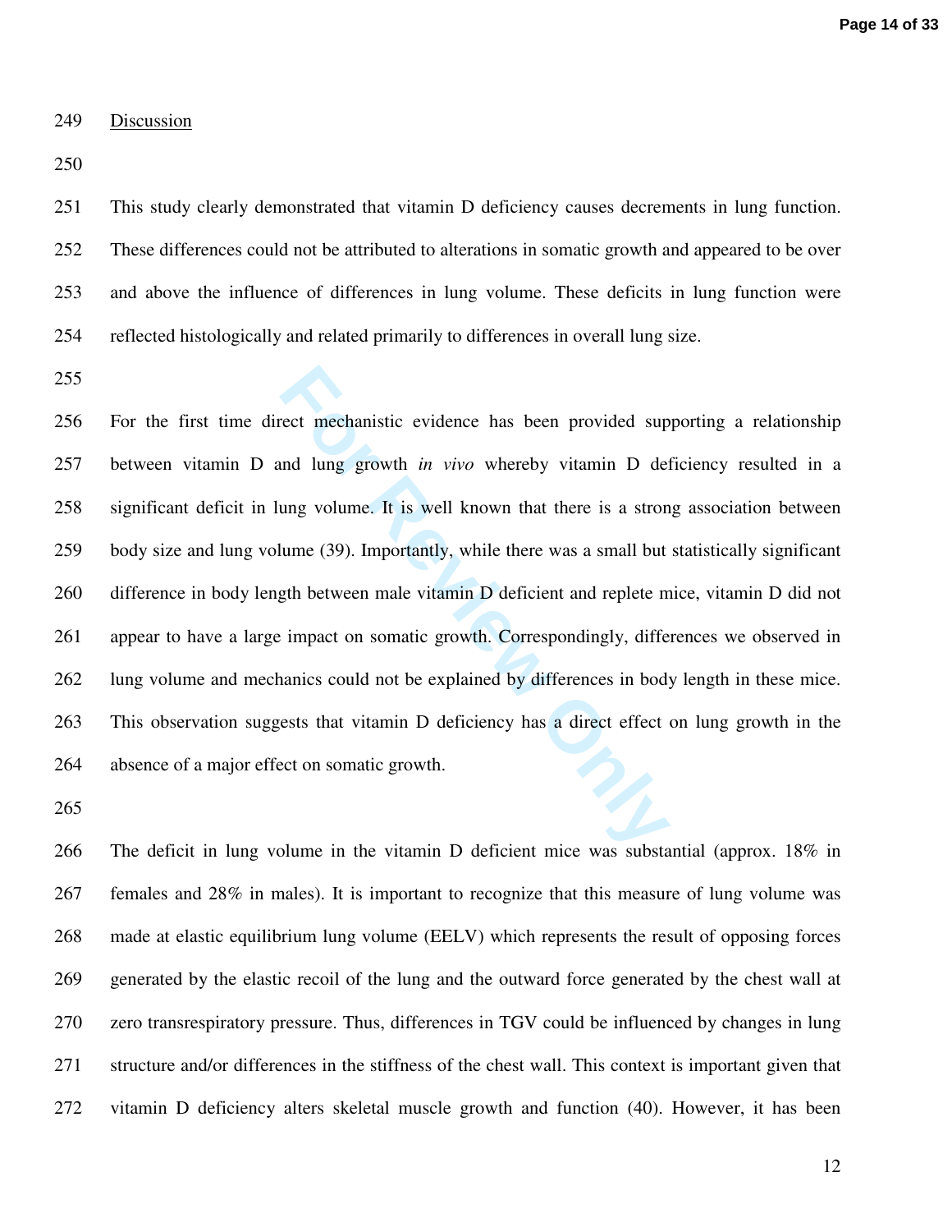## Discussion

This study clearly demonstrated that vitamin D deficiency causes decrements in lung function. These differences could not be attributed to alterations in somatic growth and appeared to be over and above the influence of differences in lung volume. These deficits in lung function were reflected histologically and related primarily to differences in overall lung size.

For the first time direct mechanistic evidence has been provided supporting a relationship between vitamin D and lung growth *in vivo* whereby vitamin D deficiency resulted in a significant deficit in lung volume. It is well known that there is a strong association between body size and lung volume (39). Importantly, while there was a small but statistically significant difference in body length between male vitamin D deficient and replete mice, vitamin D did not appear to have a large impact on somatic growth. Correspondingly, differences we observed in lung volume and mechanics could not be explained by differences in body length in these mice. This observation suggests that vitamin D deficiency has a direct effect on lung growth in the absence of a major effect on somatic growth.

The deficit in lung volume in the vitamin D deficient mice was substantial (approx. 18% in females and 28% in males). It is important to recognize that this measure of lung volume was made at elastic equilibrium lung volume (EELV) which represents the result of opposing forces generated by the elastic recoil of the lung and the outward force generated by the chest wall at zero transrespiratory pressure. Thus, differences in TGV could be influenced by changes in lung structure and/or differences in the stiffness of the chest wall. This context is important given that vitamin D deficiency alters skeletal muscle growth and function (40). However, it has been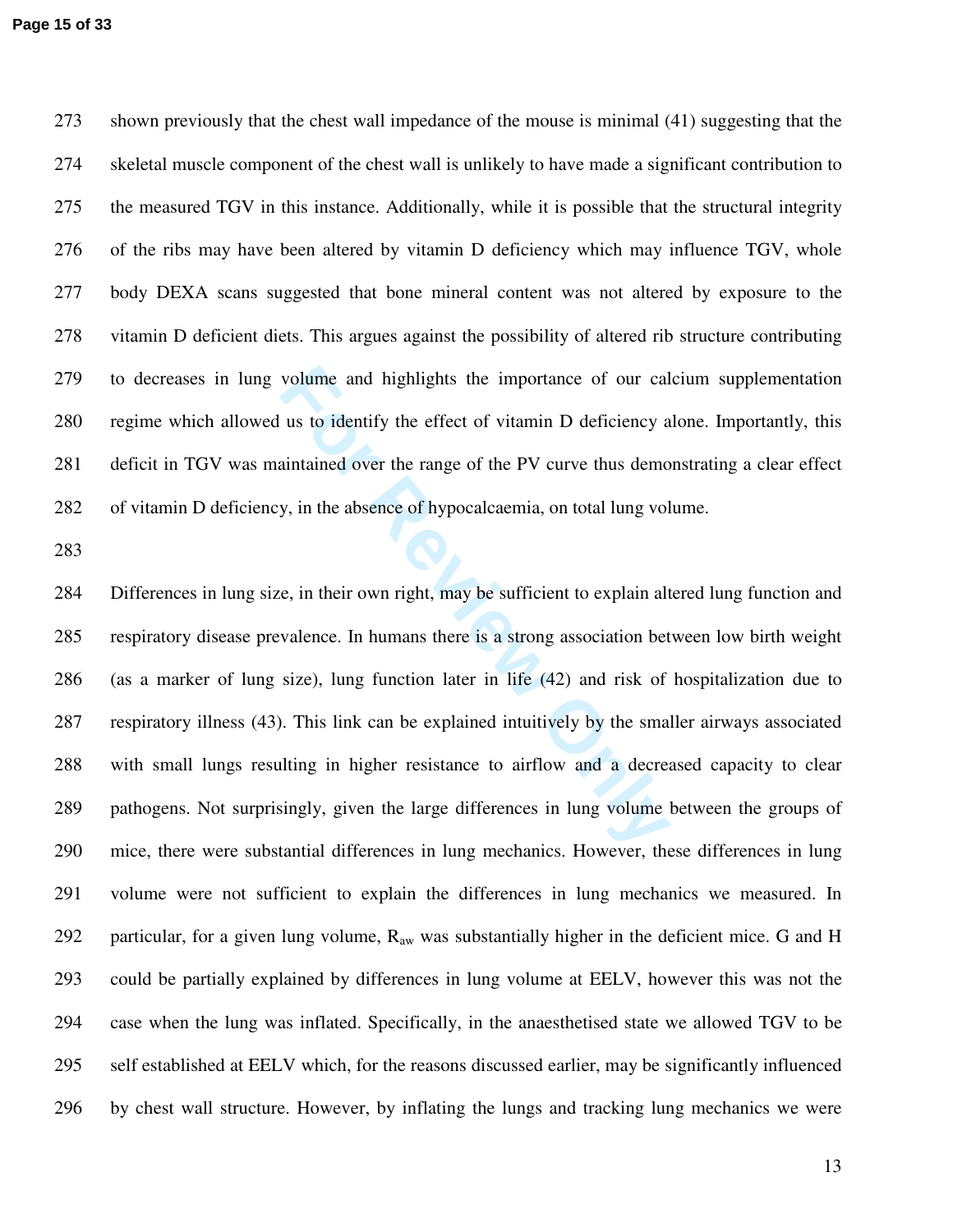shown previously that the chest wall impedance of the mouse is minimal (41) suggesting that the skeletal muscle component of the chest wall is unlikely to have made a significant contribution to the measured TGV in this instance. Additionally, while it is possible that the structural integrity of the ribs may have been altered by vitamin D deficiency which may influence TGV, whole body DEXA scans suggested that bone mineral content was not altered by exposure to the vitamin D deficient diets. This argues against the possibility of altered rib structure contributing to decreases in lung volume and highlights the importance of our calcium supplementation regime which allowed us to identify the effect of vitamin D deficiency alone. Importantly, this deficit in TGV was maintained over the range of the PV curve thus demonstrating a clear effect of vitamin D deficiency, in the absence of hypocalcaemia, on total lung volume.

Differences in lung size, in their own right, may be sufficient to explain altered lung function and respiratory disease prevalence. In humans there is a strong association between low birth weight (as a marker of lung size), lung function later in life (42) and risk of hospitalization due to respiratory illness (43). This link can be explained intuitively by the smaller airways associated with small lungs resulting in higher resistance to airflow and a decreased capacity to clear pathogens. Not surprisingly, given the large differences in lung volume between the groups of mice, there were substantial differences in lung mechanics. However, these differences in lung volume were not sufficient to explain the differences in lung mechanics we measured. In particular, for a given lung volume, $R_{aw}$ was substantially higher in the deficient mice. G and H could be partially explained by differences in lung volume at EELV, however this was not the case when the lung was inflated. Specifically, in the anaesthetised state we allowed TGV to be self established at EELV which, for the reasons discussed earlier, may be significantly influenced by chest wall structure. However, by inflating the lungs and tracking lung mechanics we were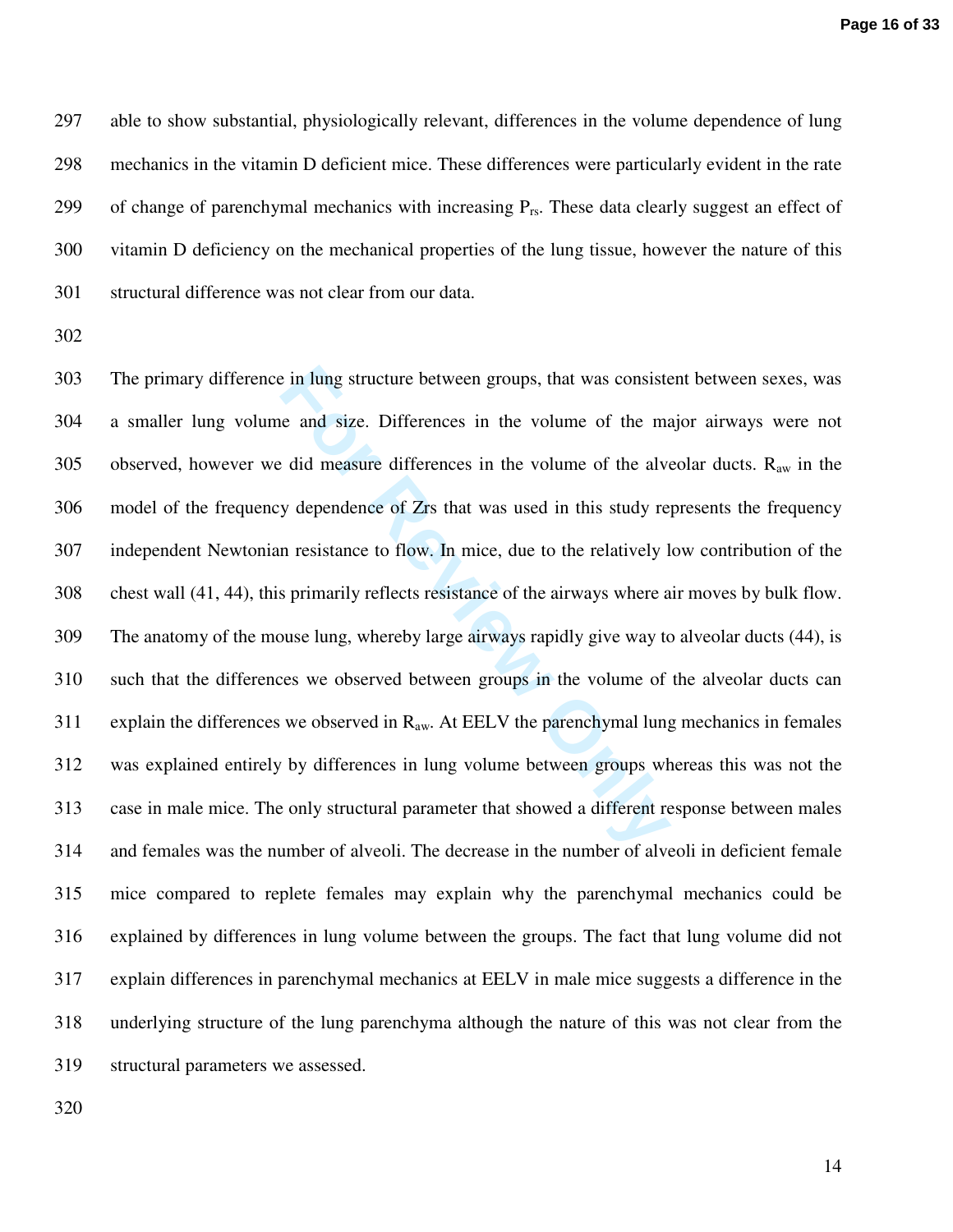able to show substantial, physiologically relevant, differences in the volume dependence of lung mechanics in the vitamin D deficient mice. These differences were particularly evident in the rate of change of parenchymal mechanics with increasing $P_{rs}$. These data clearly suggest an effect of vitamin D deficiency on the mechanical properties of the lung tissue, however the nature of this structural difference was not clear from our data.

The primary difference in lung structure between groups, that was consistent between sexes, was a smaller lung volume and size. Differences in the volume of the major airways were not observed, however we did measure differences in the volume of the alveolar ducts. $R_{aw}$ in the model of the frequency dependence of Zrs that was used in this study represents the frequency independent Newtonian resistance to flow. In mice, due to the relatively low contribution of the chest wall (41, 44), this primarily reflects resistance of the airways where air moves by bulk flow. The anatomy of the mouse lung, whereby large airways rapidly give way to alveolar ducts (44), is such that the differences we observed between groups in the volume of the alveolar ducts can explain the differences we observed in $R_{aw}$. At EELV the parenchymal lung mechanics in females was explained entirely by differences in lung volume between groups whereas this was not the case in male mice. The only structural parameter that showed a different response between males and females was the number of alveoli. The decrease in the number of alveoli in deficient female mice compared to replete females may explain why the parenchymal mechanics could be explained by differences in lung volume between the groups. The fact that lung volume did not explain differences in parenchymal mechanics at EELV in male mice suggests a difference in the underlying structure of the lung parenchyma although the nature of this was not clear from the structural parameters we assessed.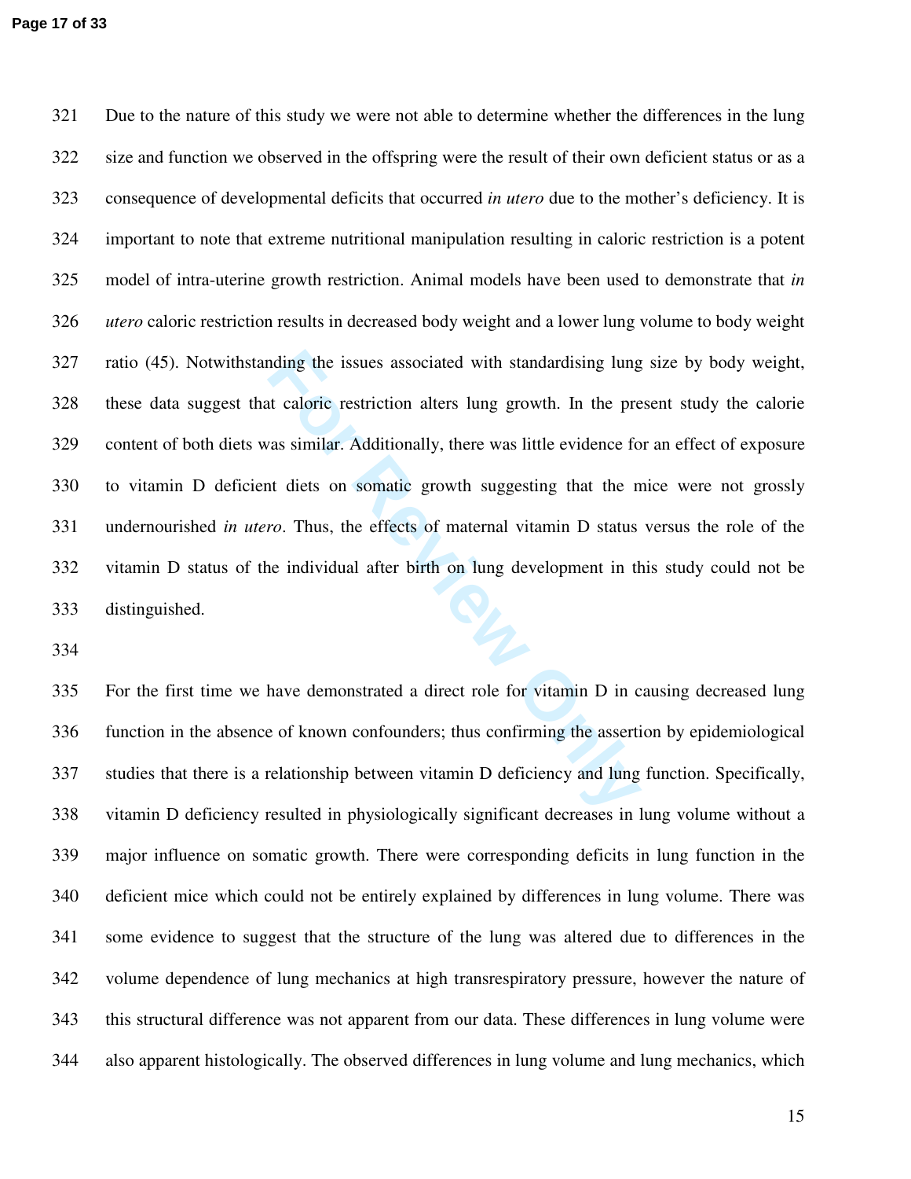Due to the nature of this study we were not able to determine whether the differences in the lung size and function we observed in the offspring were the result of their own deficient status or as a consequence of developmental deficits that occurred *in utero* due to the mother's deficiency. It is important to note that extreme nutritional manipulation resulting in caloric restriction is a potent model of intra-uterine growth restriction. Animal models have been used to demonstrate that *in utero* caloric restriction results in decreased body weight and a lower lung volume to body weight ratio (45). Notwithstanding the issues associated with standardising lung size by body weight, these data suggest that caloric restriction alters lung growth. In the present study the calorie content of both diets was similar. Additionally, there was little evidence for an effect of exposure to vitamin D deficient diets on somatic growth suggesting that the mice were not grossly undernourished *in utero*. Thus, the effects of maternal vitamin D status versus the role of the vitamin D status of the individual after birth on lung development in this study could not be distinguished.

For the first time we have demonstrated a direct role for vitamin D in causing decreased lung function in the absence of known confounders; thus confirming the assertion by epidemiological studies that there is a relationship between vitamin D deficiency and lung function. Specifically, vitamin D deficiency resulted in physiologically significant decreases in lung volume without a major influence on somatic growth. There were corresponding deficits in lung function in the deficient mice which could not be entirely explained by differences in lung volume. There was some evidence to suggest that the structure of the lung was altered due to differences in the volume dependence of lung mechanics at high transrespiratory pressure, however the nature of this structural difference was not apparent from our data. These differences in lung volume were also apparent histologically. The observed differences in lung volume and lung mechanics, which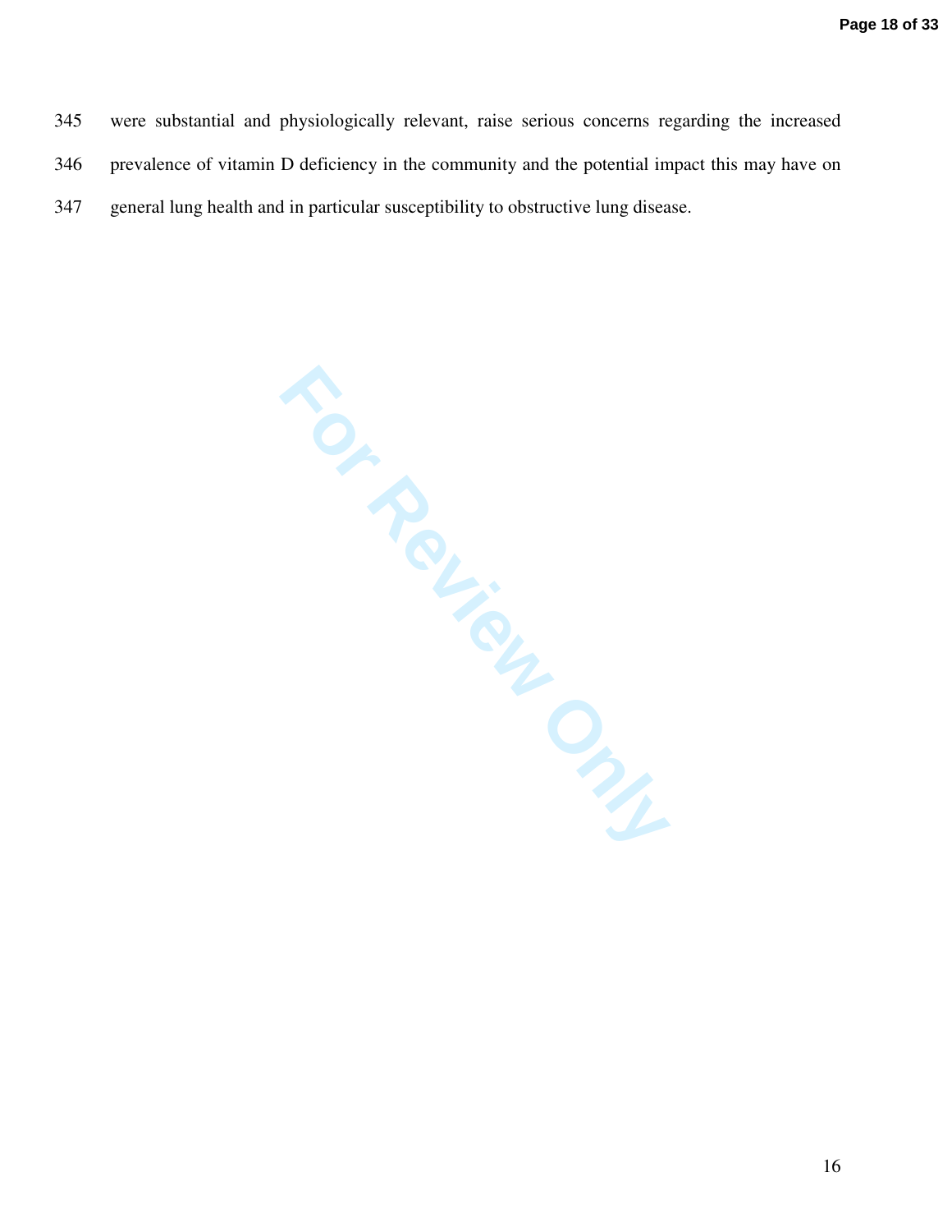345 were substantial and physiologically relevant, raise serious concerns regarding the increased
346 prevalence of vitamin D deficiency in the community and the potential impact this may have on
347 general lung health and in particular susceptibility to obstructive lung disease.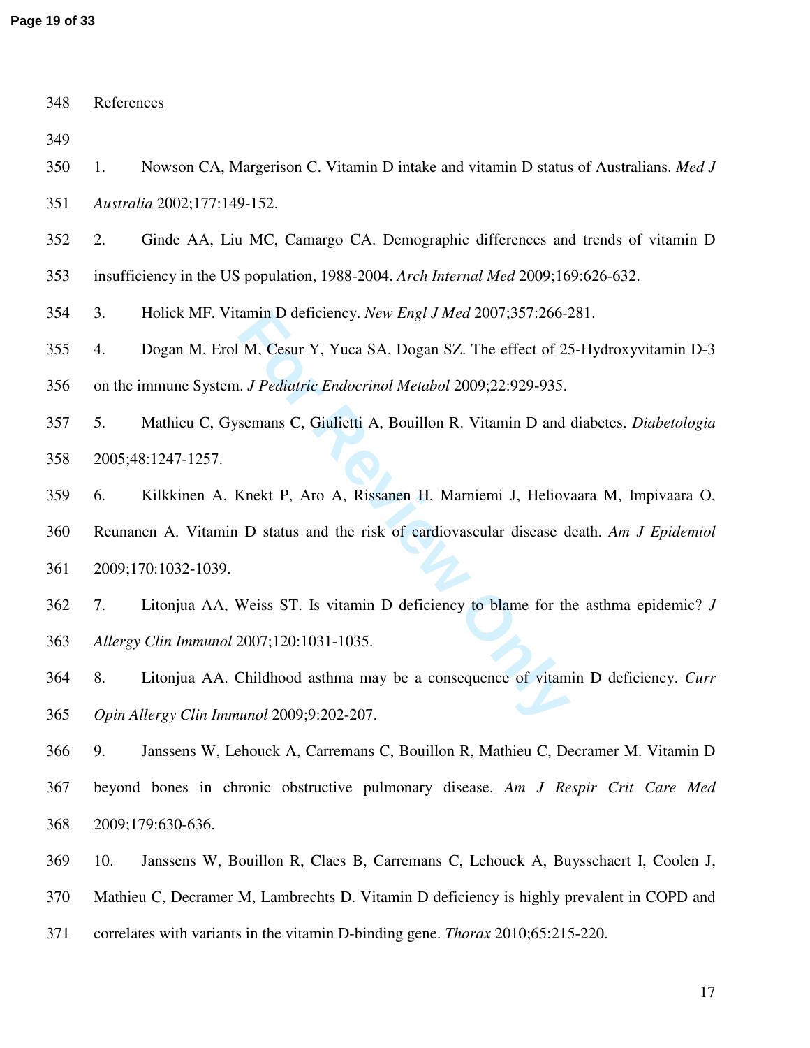References

1. Nowson CA, Margerison C. Vitamin D intake and vitamin D status of Australians. *Med J Australia* 2002;177:149-152.

2. Ginde AA, Liu MC, Camargo CA. Demographic differences and trends of vitamin D insufficiency in the US population, 1988-2004. *Arch Internal Med* 2009;169:626-632.

3. Holick MF. Vitamin D deficiency. *New Engl J Med* 2007;357:266-281.

4. Dogan M, Erol M, Cesur Y, Yuca SA, Dogan SZ. The effect of 25-Hydroxyvitamin D-3 on the immune System. *J Pediatric Endocrinol Metabol* 2009;22:929-935.

5. Mathieu C, Gysemans C, Giulietti A, Bouillon R. Vitamin D and diabetes. *Diabetologia* 2005;48:1247-1257.

6. Kilkkinen A, Knekt P, Aro A, Rissanen H, Marniemi J, Heliovaara M, Impivaara O, Reunanen A. Vitamin D status and the risk of cardiovascular disease death. *Am J Epidemiol* 2009;170:1032-1039.

7. Litonjua AA, Weiss ST. Is vitamin D deficiency to blame for the asthma epidemic? *J Allergy Clin Immunol* 2007;120:1031-1035.

8. Litonjua AA. Childhood asthma may be a consequence of vitamin D deficiency. *Curr Opin Allergy Clin Immunol* 2009;9:202-207.

9. Janssens W, Lehouck A, Carremans C, Bouillon R, Mathieu C, Decramer M. Vitamin D beyond bones in chronic obstructive pulmonary disease. *Am J Respir Crit Care Med* 2009;179:630-636.

10. Janssens W, Bouillon R, Claes B, Carremans C, Lehouck A, Buysschaert I, Coolen J, Mathieu C, Decramer M, Lambrechts D. Vitamin D deficiency is highly prevalent in COPD and correlates with variants in the vitamin D-binding gene. *Thorax* 2010;65:215-220.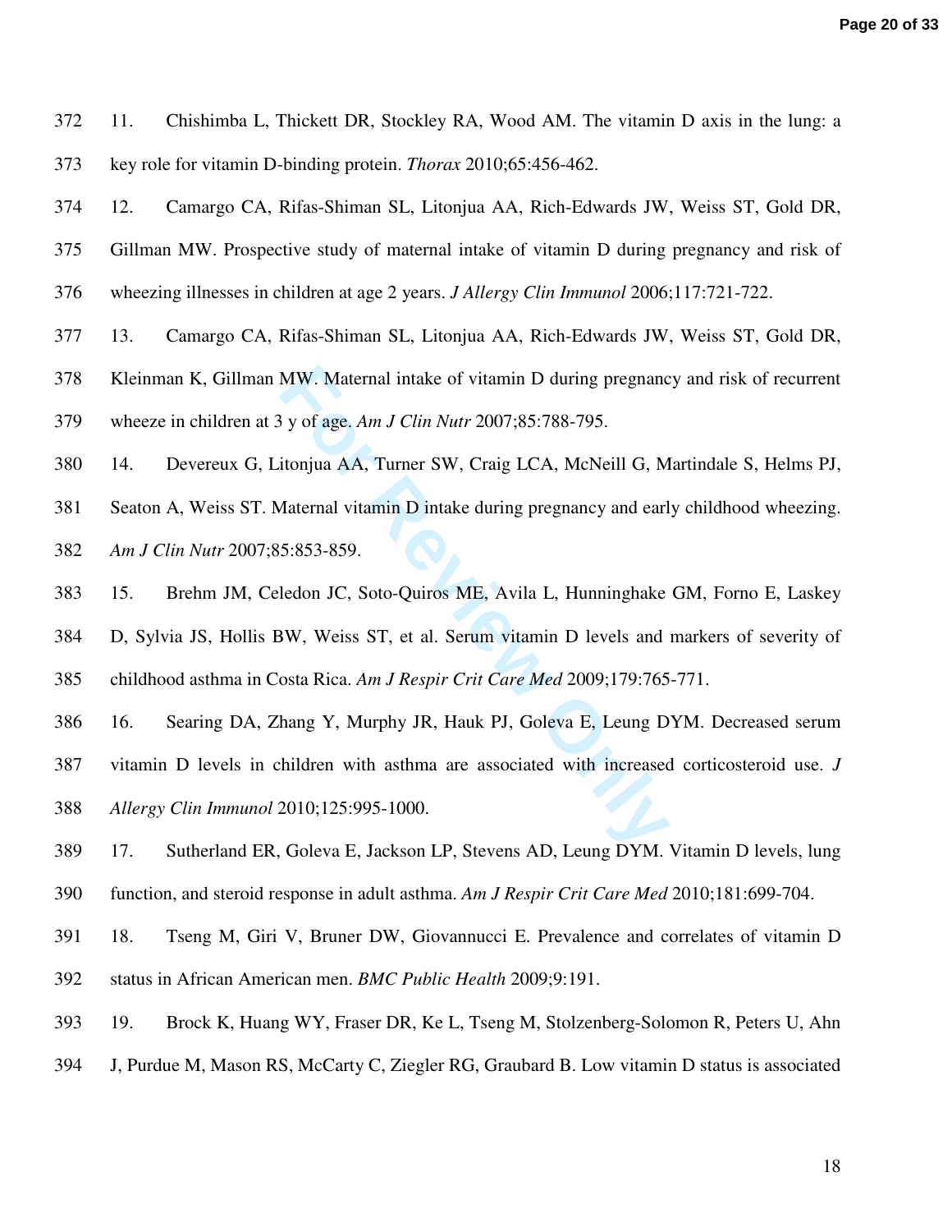11. Chishimba L, Thickett DR, Stockley RA, Wood AM. The vitamin D axis in the lung: a key role for vitamin D-binding protein. *Thorax* 2010;65:456-462.

12. Camargo CA, Rifas-Shiman SL, Litonjua AA, Rich-Edwards JW, Weiss ST, Gold DR, Gillman MW. Prospective study of maternal intake of vitamin D during pregnancy and risk of wheezing illnesses in children at age 2 years. *J Allergy Clin Immunol* 2006;117:721-722.

13. Camargo CA, Rifas-Shiman SL, Litonjua AA, Rich-Edwards JW, Weiss ST, Gold DR, Kleinman K, Gillman MW. Maternal intake of vitamin D during pregnancy and risk of recurrent wheeze in children at 3 y of age. *Am J Clin Nutr* 2007;85:788-795.

14. Devereux G, Litonjua AA, Turner SW, Craig LCA, McNeill G, Martindale S, Helms PJ, Seaton A, Weiss ST. Maternal vitamin D intake during pregnancy and early childhood wheezing. *Am J Clin Nutr* 2007;85:853-859.

15. Brehm JM, Celedon JC, Soto-Quiros ME, Avila L, Hunninghake GM, Forno E, Laskey D, Sylvia JS, Hollis BW, Weiss ST, et al. Serum vitamin D levels and markers of severity of childhood asthma in Costa Rica. *Am J Respir Crit Care Med* 2009;179:765-771.

16. Searing DA, Zhang Y, Murphy JR, Hauk PJ, Goleva E, Leung DYM. Decreased serum vitamin D levels in children with asthma are associated with increased corticosteroid use. *J Allergy Clin Immunol* 2010;125:995-1000.

17. Sutherland ER, Goleva E, Jackson LP, Stevens AD, Leung DYM. Vitamin D levels, lung function, and steroid response in adult asthma. *Am J Respir Crit Care Med* 2010;181:699-704.

18. Tseng M, Giri V, Bruner DW, Giovannucci E. Prevalence and correlates of vitamin D status in African American men. *BMC Public Health* 2009;9:191.

19. Brock K, Huang WY, Fraser DR, Ke L, Tseng M, Stolzenberg-Solomon R, Peters U, Ahn J, Purdue M, Mason RS, McCarty C, Ziegler RG, Graubard B. Low vitamin D status is associated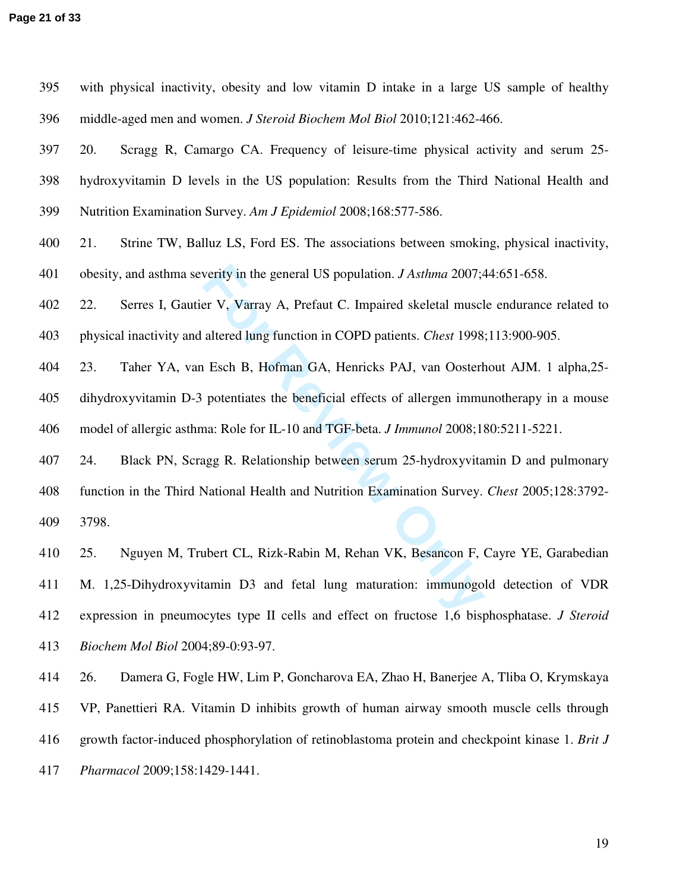with physical inactivity, obesity and low vitamin D intake in a large US sample of healthy middle-aged men and women. *J Steroid Biochem Mol Biol* 2010;121:462-466.

20. Scragg R, Camargo CA. Frequency of leisure-time physical activity and serum 25-hydroxyvitamin D levels in the US population: Results from the Third National Health and Nutrition Examination Survey. *Am J Epidemiol* 2008;168:577-586.

21. Strine TW, Balluz LS, Ford ES. The associations between smoking, physical inactivity, obesity, and asthma severity in the general US population. *J Asthma* 2007;44:651-658.

22. Serres I, Gautier V, Varray A, Prefaut C. Impaired skeletal muscle endurance related to physical inactivity and altered lung function in COPD patients. *Chest* 1998;113:900-905.

23. Taher YA, van Esch B, Hofman GA, Henricks PAJ, van Oosterhout AJM. 1 alpha,25-dihydroxyvitamin D-3 potentiates the beneficial effects of allergen immunotherapy in a mouse model of allergic asthma: Role for IL-10 and TGF-beta. *J Immunol* 2008;180:5211-5221.

24. Black PN, Scragg R. Relationship between serum 25-hydroxyvitamin D and pulmonary function in the Third National Health and Nutrition Examination Survey. *Chest* 2005;128:3792-3798.

25. Nguyen M, Trubert CL, Rizk-Rabin M, Rehan VK, Besancon F, Cayre YE, Garabedian M. 1,25-Dihydroxyvitamin D3 and fetal lung maturation: immunogold detection of VDR expression in pneumocytes type II cells and effect on fructose 1,6 bisphosphatase. *J Steroid Biochem Mol Biol* 2004;89-0:93-97.

26. Damera G, Fogle HW, Lim P, Goncharova EA, Zhao H, Banerjee A, Tliba O, Krymskaya VP, Panettieri RA. Vitamin D inhibits growth of human airway smooth muscle cells through growth factor-induced phosphorylation of retinoblastoma protein and checkpoint kinase 1. *Brit J Pharmacol* 2009;158:1429-1441.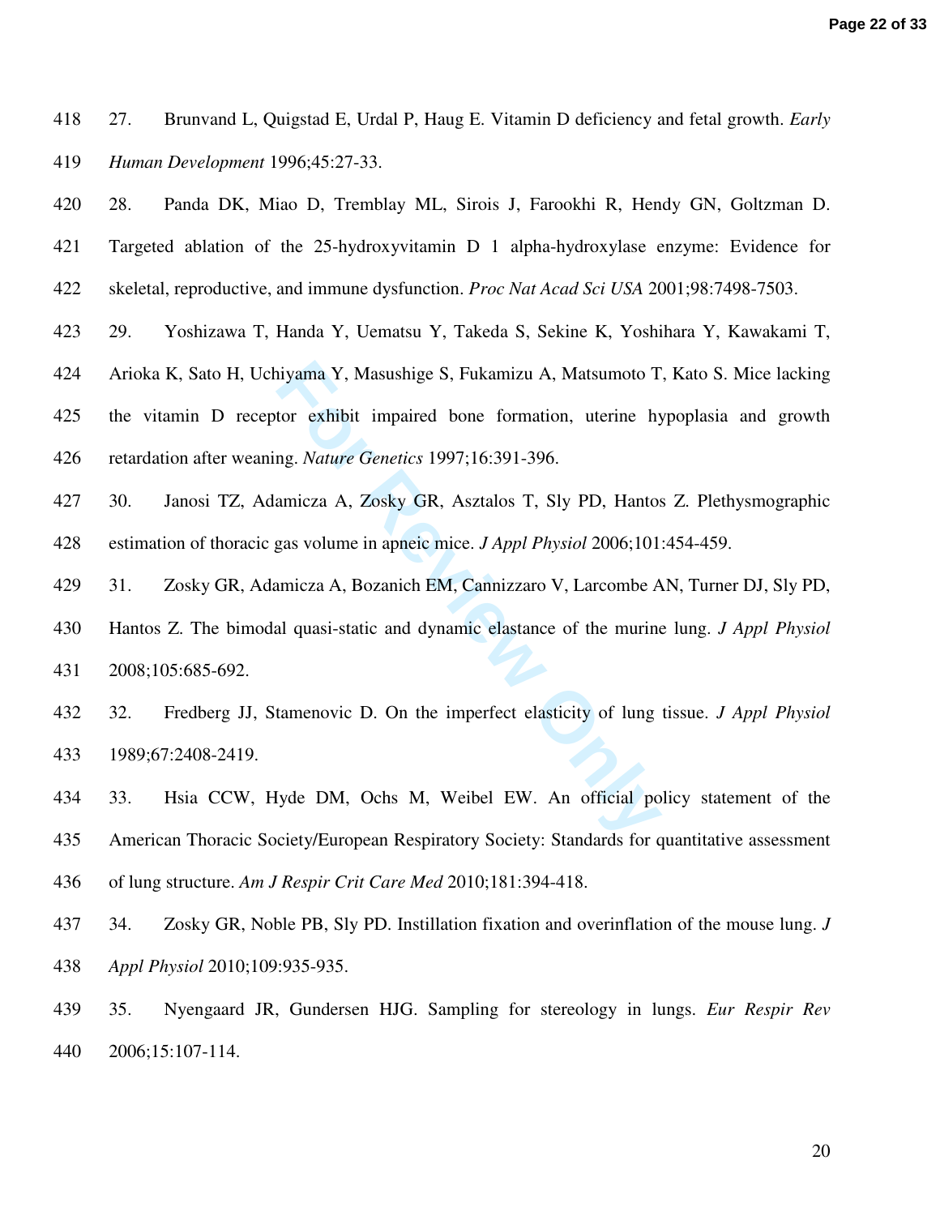27. Brunvand L, Quigstad E, Urdal P, Haug E. Vitamin D deficiency and fetal growth. *Early Human Development* 1996;45:27-33.

28. Panda DK, Miao D, Tremblay ML, Sirois J, Farookhi R, Hendy GN, Goltzman D. Targeted ablation of the 25-hydroxyvitamin D 1 alpha-hydroxylase enzyme: Evidence for skeletal, reproductive, and immune dysfunction. *Proc Nat Acad Sci USA* 2001;98:7498-7503.

29. Yoshizawa T, Handa Y, Uematsu Y, Takeda S, Sekine K, Yoshihara Y, Kawakami T, Arioka K, Sato H, Uchiyama Y, Masushige S, Fukamizu A, Matsumoto T, Kato S. Mice lacking the vitamin D receptor exhibit impaired bone formation, uterine hypoplasia and growth retardation after weaning. *Nature Genetics* 1997;16:391-396.

30. Janosi TZ, Adamicza A, Zosky GR, Asztalos T, Sly PD, Hantos Z. Plethysmographic estimation of thoracic gas volume in apneic mice. *J Appl Physiol* 2006;101:454-459.

31. Zosky GR, Adamicza A, Bozanich EM, Cannizzaro V, Larcombe AN, Turner DJ, Sly PD, Hantos Z. The bimodal quasi-static and dynamic elastance of the murine lung. *J Appl Physiol* 2008;105:685-692.

32. Fredberg JJ, Stamenovic D. On the imperfect elasticity of lung tissue. *J Appl Physiol* 1989;67:2408-2419.

33. Hsia CCW, Hyde DM, Ochs M, Weibel EW. An official policy statement of the American Thoracic Society/European Respiratory Society: Standards for quantitative assessment of lung structure. *Am J Respir Crit Care Med* 2010;181:394-418.

34. Zosky GR, Noble PB, Sly PD. Instillation fixation and overinflation of the mouse lung. *J Appl Physiol* 2010;109:935-935.

35. Nyengaard JR, Gundersen HJG. Sampling for stereology in lungs. *Eur Respir Rev* 2006;15:107-114.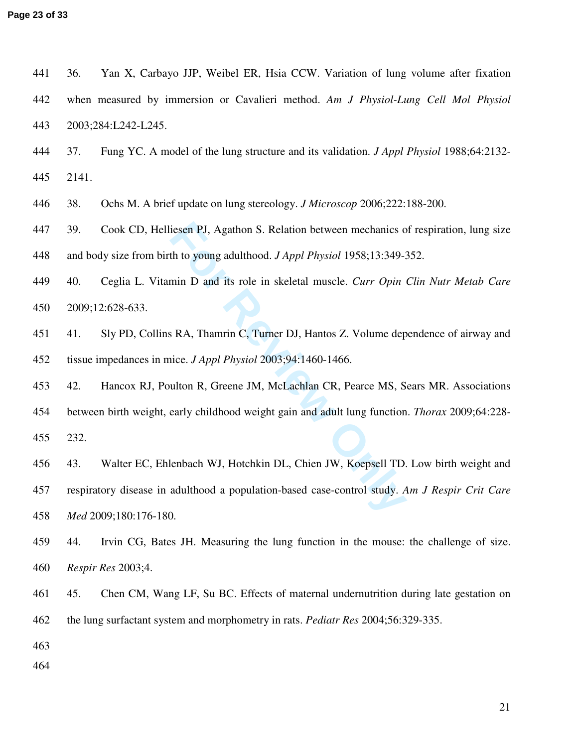36. Yan X, Carbayo JJP, Weibel ER, Hsia CCW. Variation of lung volume after fixation when measured by immersion or Cavalieri method. *Am J Physiol-Lung Cell Mol Physiol* 2003;284:L242-L245.

37. Fung YC. A model of the lung structure and its validation. *J Appl Physiol* 1988;64:2132-2141.

38. Ochs M. A brief update on lung stereology. *J Microscop* 2006;222:188-200.

39. Cook CD, Helliesen PJ, Agathon S. Relation between mechanics of respiration, lung size and body size from birth to young adulthood. *J Appl Physiol* 1958;13:349-352.

40. Ceglia L. Vitamin D and its role in skeletal muscle. *Curr Opin Clin Nutr Metab Care* 2009;12:628-633.

41. Sly PD, Collins RA, Thamrin C, Turner DJ, Hantos Z. Volume dependence of airway and tissue impedances in mice. *J Appl Physiol* 2003;94:1460-1466.

42. Hancox RJ, Poulton R, Greene JM, McLachlan CR, Pearce MS, Sears MR. Associations between birth weight, early childhood weight gain and adult lung function. *Thorax* 2009;64:228-232.

43. Walter EC, Ehlenbach WJ, Hotchkin DL, Chien JW, Koepsell TD. Low birth weight and respiratory disease in adulthood a population-based case-control study. *Am J Respir Crit Care Med* 2009;180:176-180.

44. Irvin CG, Bates JH. Measuring the lung function in the mouse: the challenge of size. *Respir Res* 2003;4.

45. Chen CM, Wang LF, Su BC. Effects of maternal undernutrition during late gestation on the lung surfactant system and morphometry in rats. *Pediatr Res* 2004;56:329-335.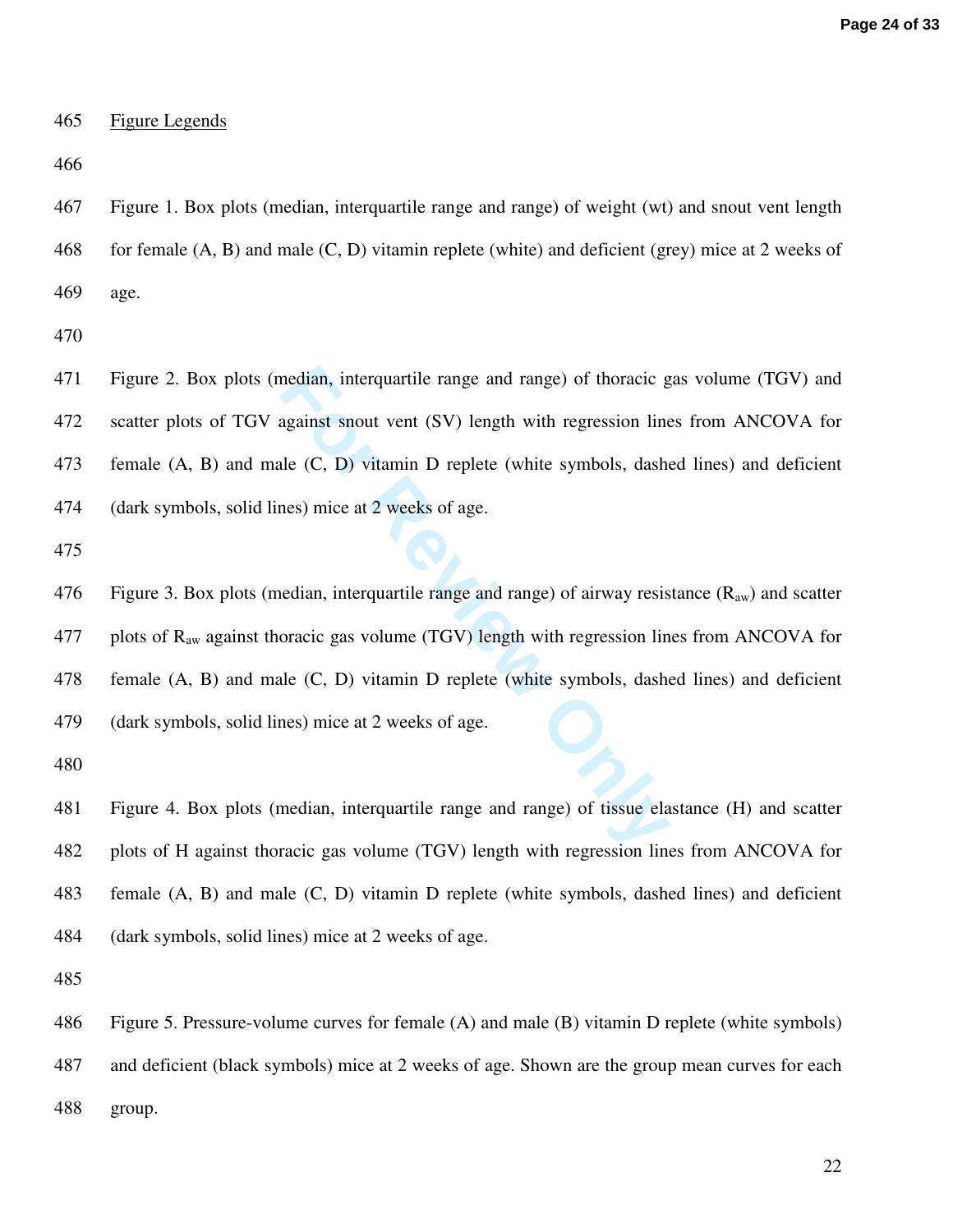## Figure Legends

Figure 1. Box plots (median, interquartile range and range) of weight (wt) and snout vent length for female (A, B) and male (C, D) vitamin replete (white) and deficient (grey) mice at 2 weeks of age.

Figure 2. Box plots (median, interquartile range and range) of thoracic gas volume (TGV) and scatter plots of TGV against snout vent (SV) length with regression lines from ANCOVA for female (A, B) and male (C, D) vitamin D replete (white symbols, dashed lines) and deficient (dark symbols, solid lines) mice at 2 weeks of age.

Figure 3. Box plots (median, interquartile range and range) of airway resistance ($R_{aw}$) and scatter plots of $R_{aw}$ against thoracic gas volume (TGV) length with regression lines from ANCOVA for female (A, B) and male (C, D) vitamin D replete (white symbols, dashed lines) and deficient (dark symbols, solid lines) mice at 2 weeks of age.

Figure 4. Box plots (median, interquartile range and range) of tissue elastance (H) and scatter plots of H against thoracic gas volume (TGV) length with regression lines from ANCOVA for female (A, B) and male (C, D) vitamin D replete (white symbols, dashed lines) and deficient (dark symbols, solid lines) mice at 2 weeks of age.

Figure 5. Pressure-volume curves for female (A) and male (B) vitamin D replete (white symbols) and deficient (black symbols) mice at 2 weeks of age. Shown are the group mean curves for each group.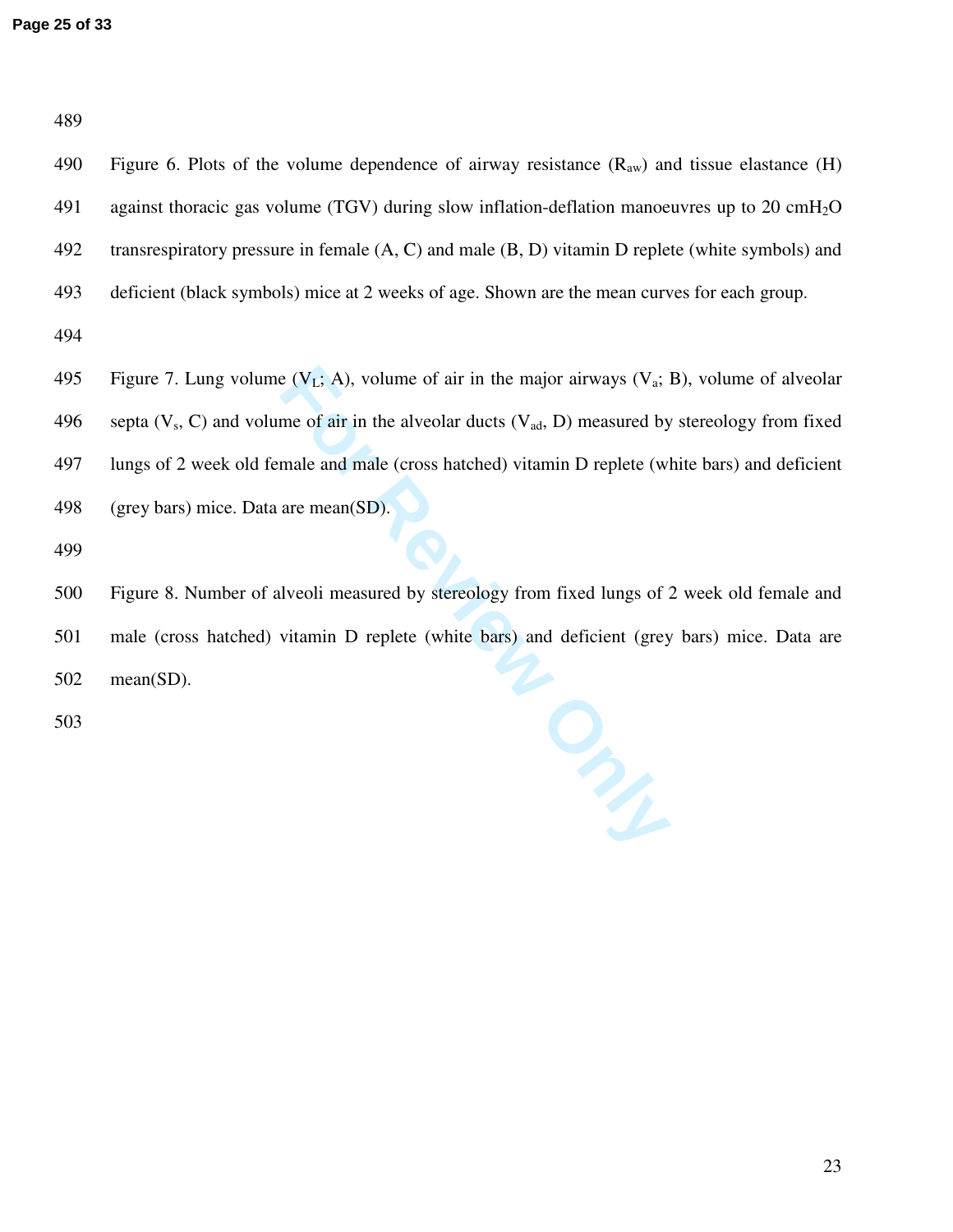Figure 6. Plots of the volume dependence of airway resistance ($R_{aw}$) and tissue elastance (H) against thoracic gas volume (TGV) during slow inflation-deflation manoeuvres up to 20 $cmH_2O$ transrespiratory pressure in female (A, C) and male (B, D) vitamin D replete (white symbols) and deficient (black symbols) mice at 2 weeks of age. Shown are the mean curves for each group.

Figure 7. Lung volume ($V_L$; A), volume of air in the major airways ($V_a$; B), volume of alveolar septa ($V_s$, C) and volume of air in the alveolar ducts ($V_{ad}$, D) measured by stereology from fixed lungs of 2 week old female and male (cross hatched) vitamin D replete (white bars) and deficient (grey bars) mice. Data are mean(SD).

Figure 8. Number of alveoli measured by stereology from fixed lungs of 2 week old female and male (cross hatched) vitamin D replete (white bars) and deficient (grey bars) mice. Data are mean(SD).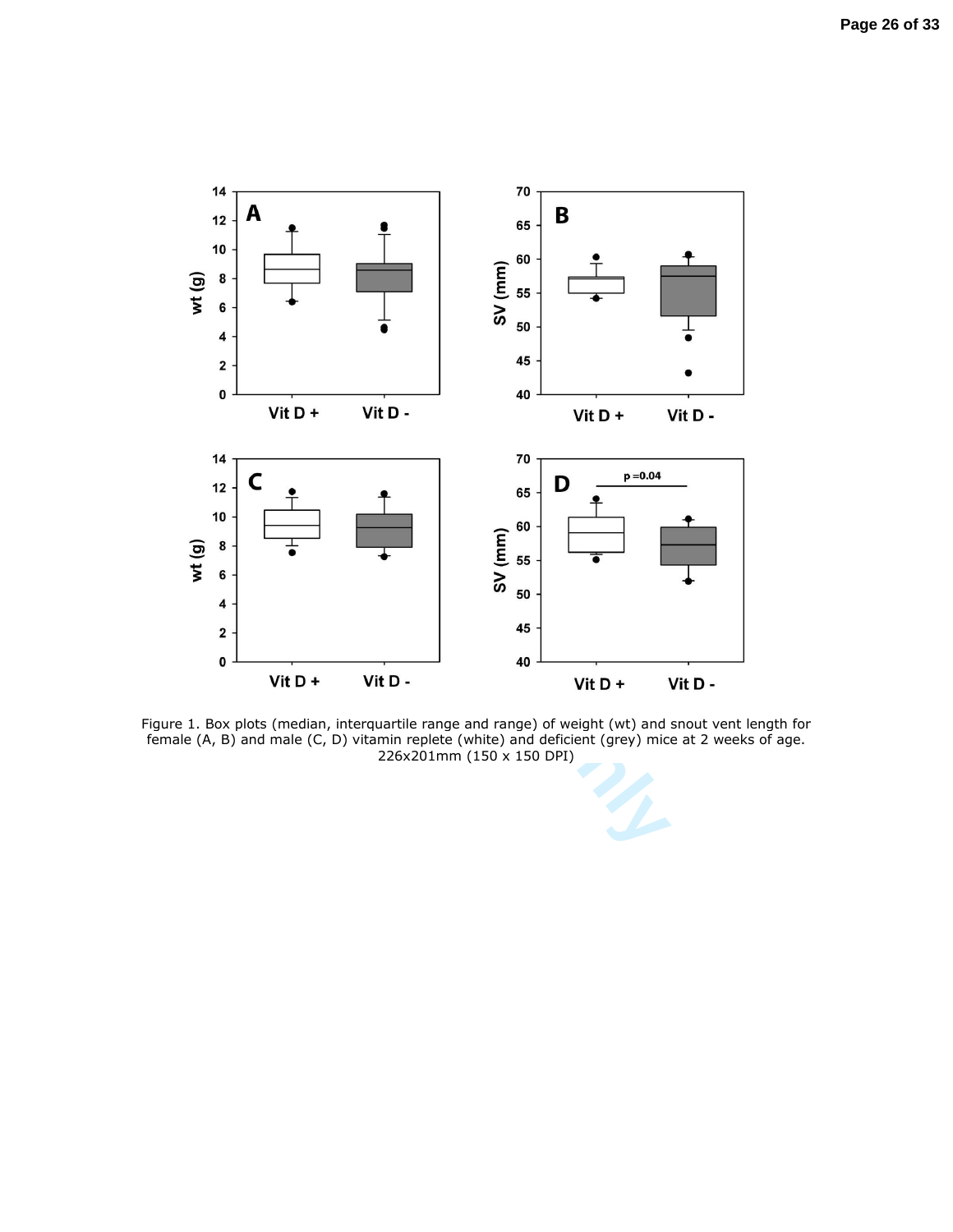Figure 1. Box plots (median, interquartile range and range) of weight (wt) and snout vent length for female (A, B) and male (C, D) vitamin replete (white) and deficient (grey) mice at 2 weeks of age.
226x201mm (150 x 150 DPI)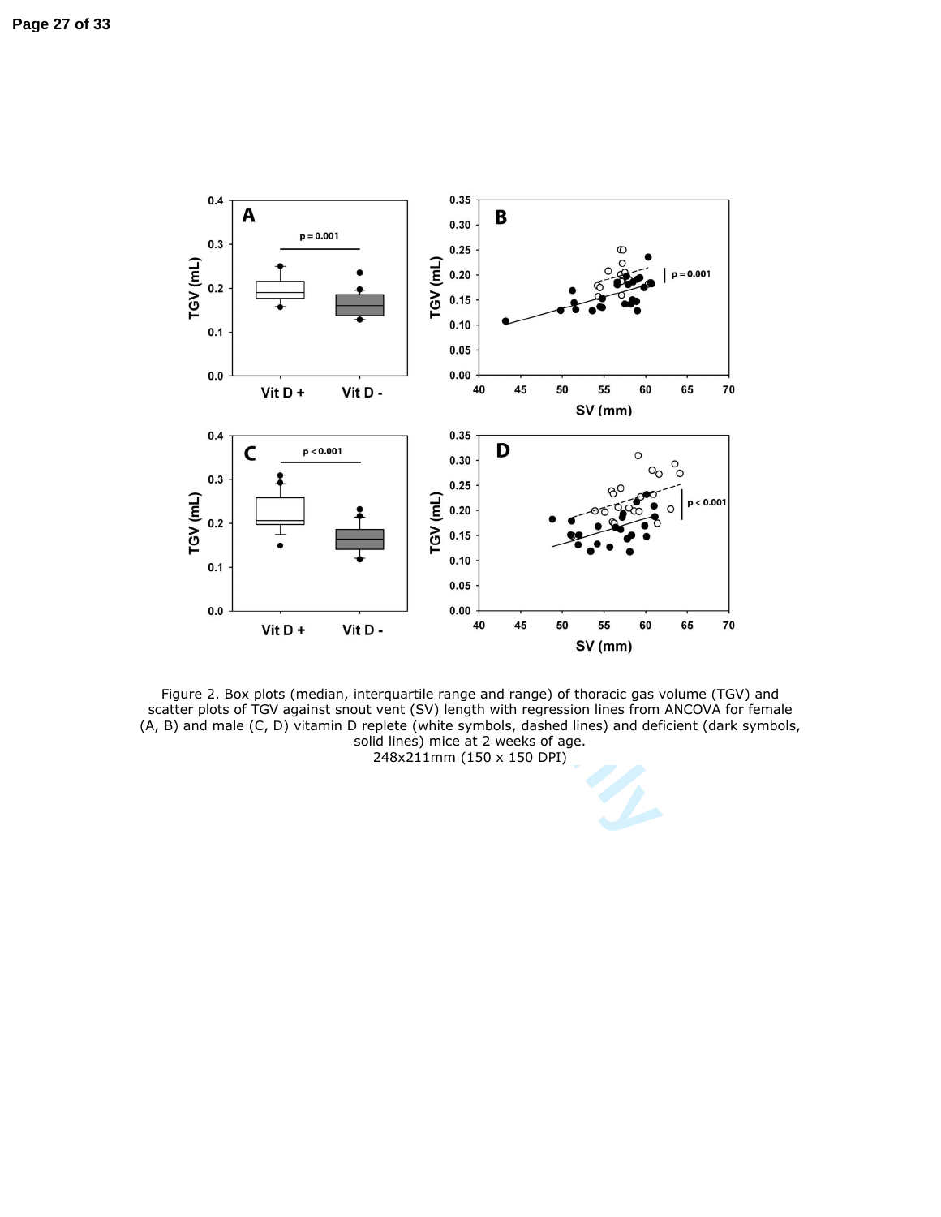Figure 2. Box plots (median, interquartile range and range) of thoracic gas volume (TGV) and scatter plots of TGV against snout vent (SV) length with regression lines from ANCOVA for female (A, B) and male (C, D) vitamin D replete (white symbols, dashed lines) and deficient (dark symbols, solid lines) mice at 2 weeks of age.

248x211mm (150 x 150 DPI)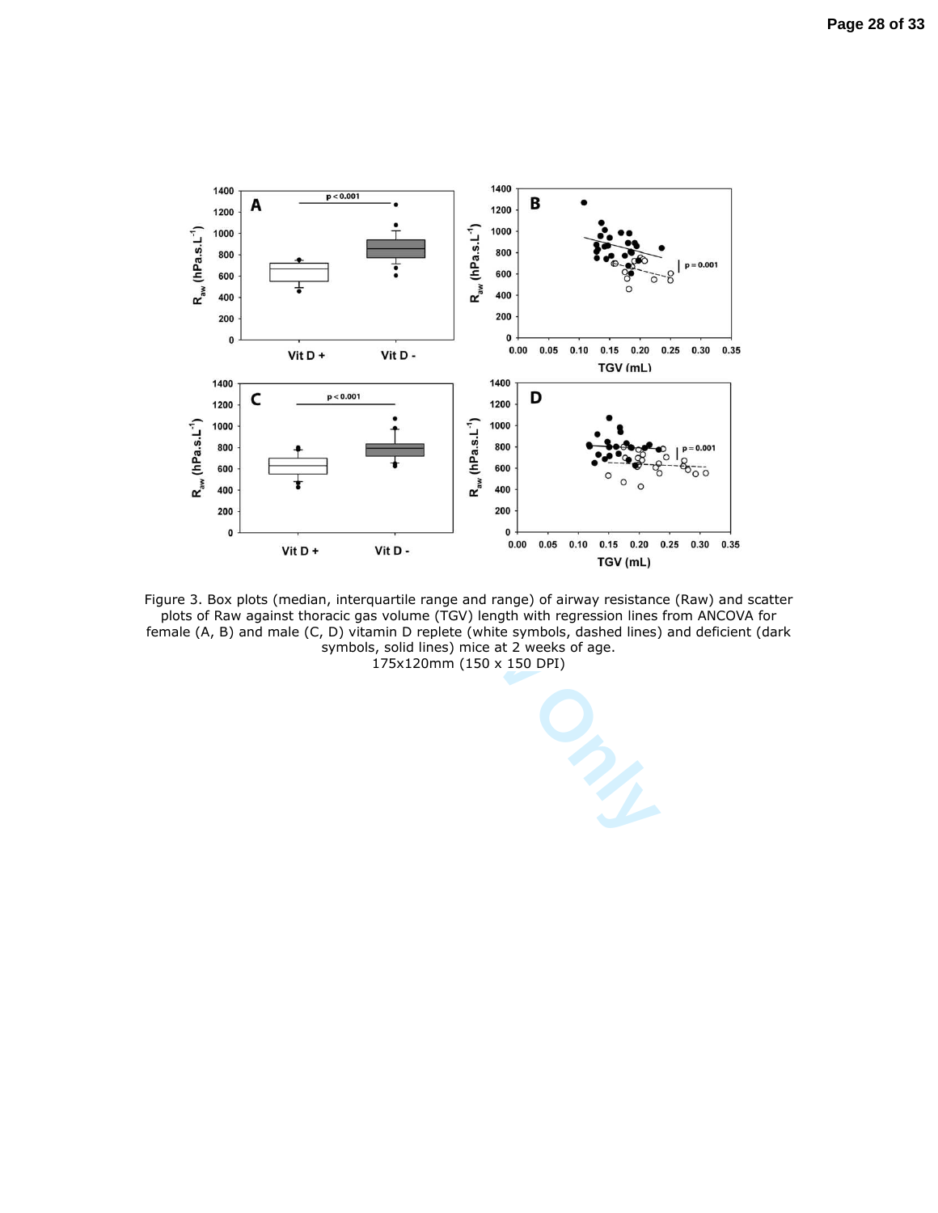Figure 3. Box plots (median, interquartile range and range) of airway resistance (Raw) and scatter plots of Raw against thoracic gas volume (TGV) length with regression lines from ANCOVA for female (A, B) and male (C, D) vitamin D replete (white symbols, dashed lines) and deficient (dark symbols, solid lines) mice at 2 weeks of age.
175x120mm (150 x 150 DPI)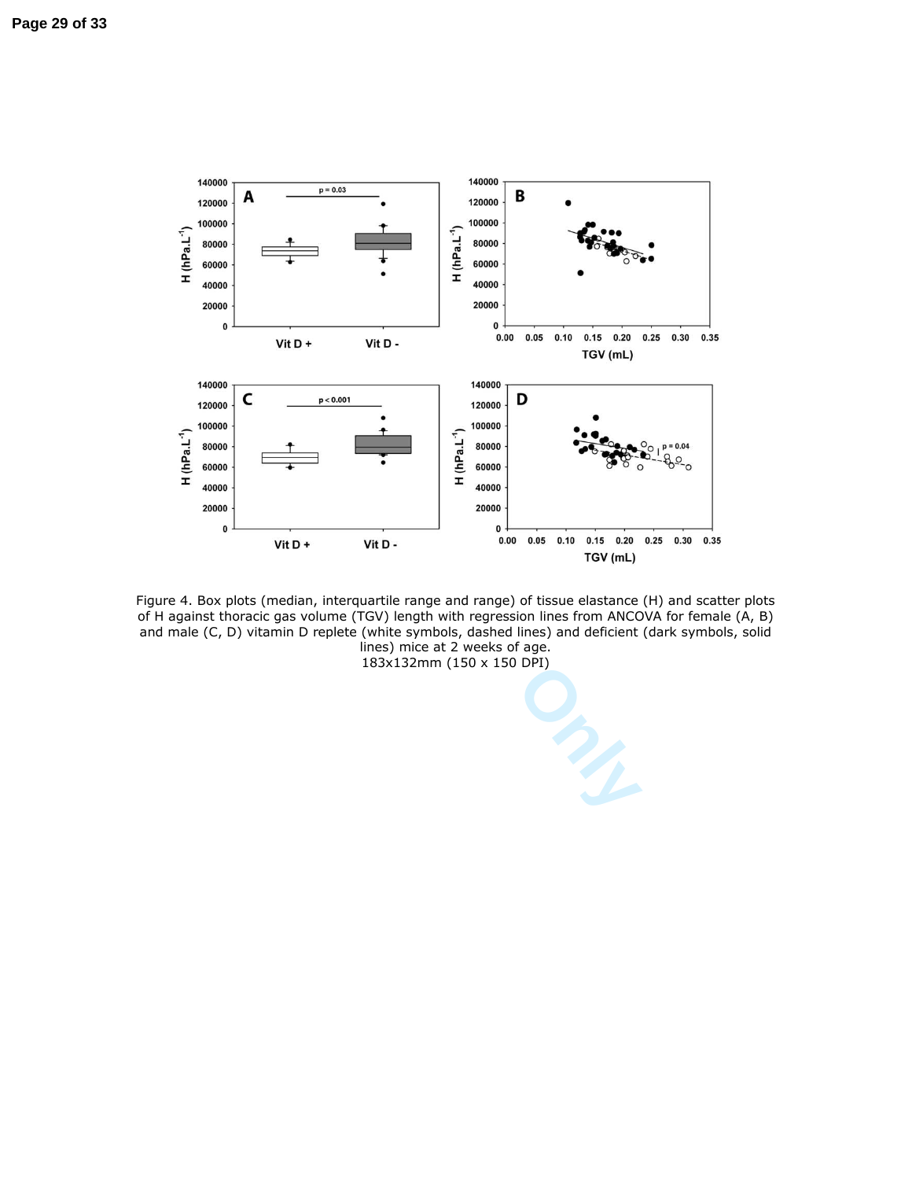Figure 4. Box plots (median, interquartile range and range) of tissue elastance (H) and scatter plots of H against thoracic gas volume (TGV) length with regression lines from ANCOVA for female (A, B) and male (C, D) vitamin D replete (white symbols, dashed lines) and deficient (dark symbols, solid lines) mice at 2 weeks of age.

183x132mm (150 x 150 DPI)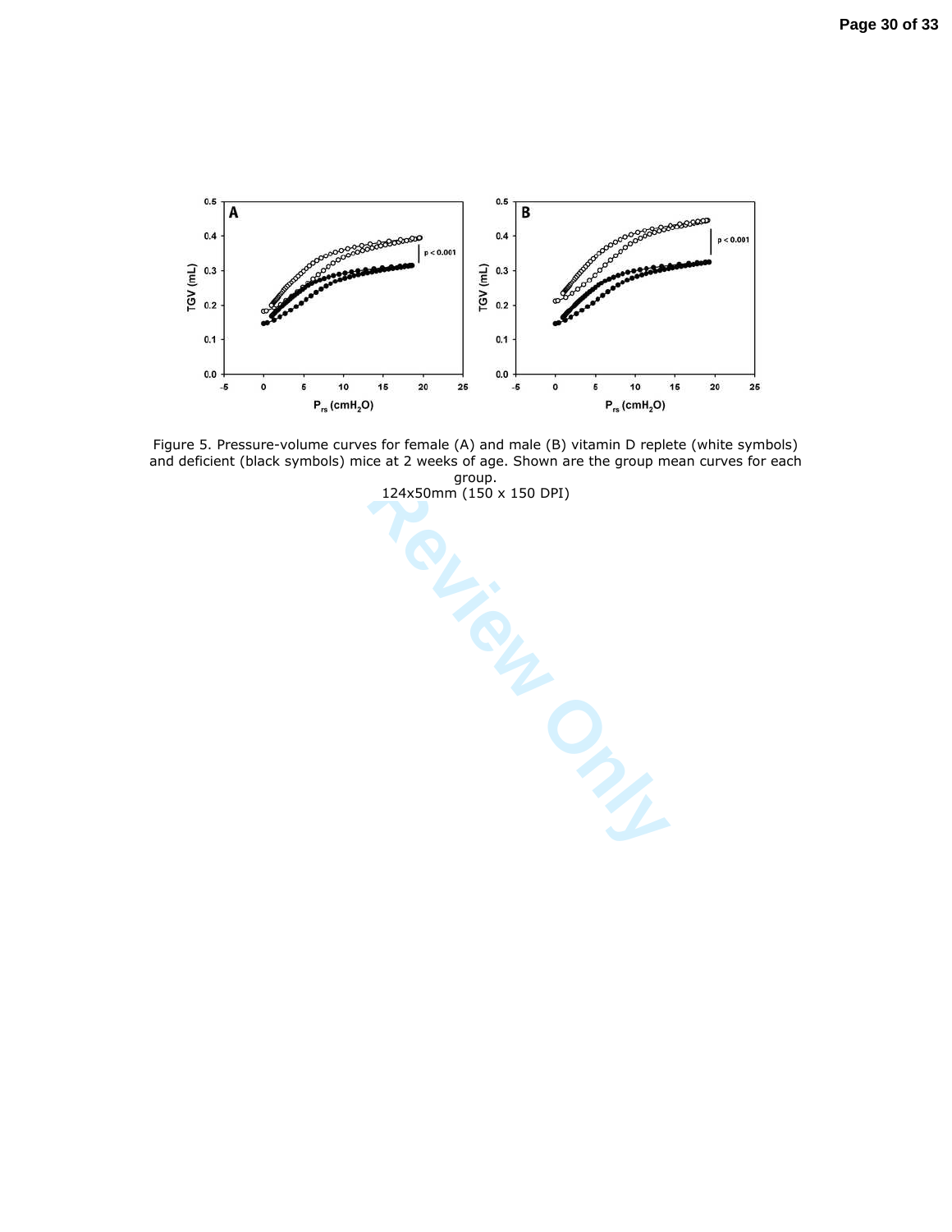Figure 5. Pressure-volume curves for female (A) and male (B) vitamin D replete (white symbols) and deficient (black symbols) mice at 2 weeks of age. Shown are the group mean curves for each group.
124x50mm (150 x 150 DPI)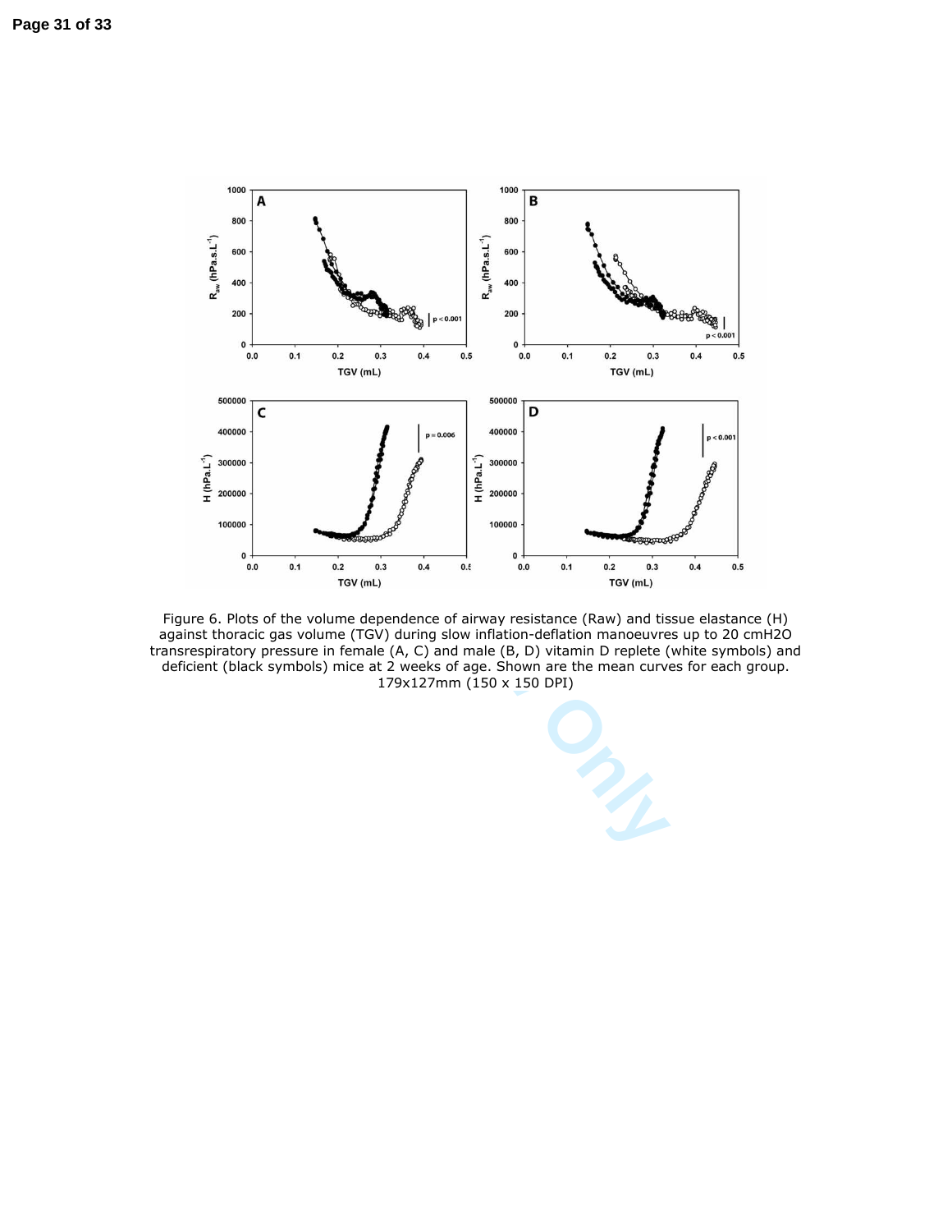Figure 6. Plots of the volume dependence of airway resistance (Raw) and tissue elastance (H) against thoracic gas volume (TGV) during slow inflation-deflation manoeuvres up to 20 cmH2O transrespiratory pressure in female (A, C) and male (B, D) vitamin D replete (white symbols) and deficient (black symbols) mice at 2 weeks of age. Shown are the mean curves for each group.
179x127mm (150 x 150 DPI)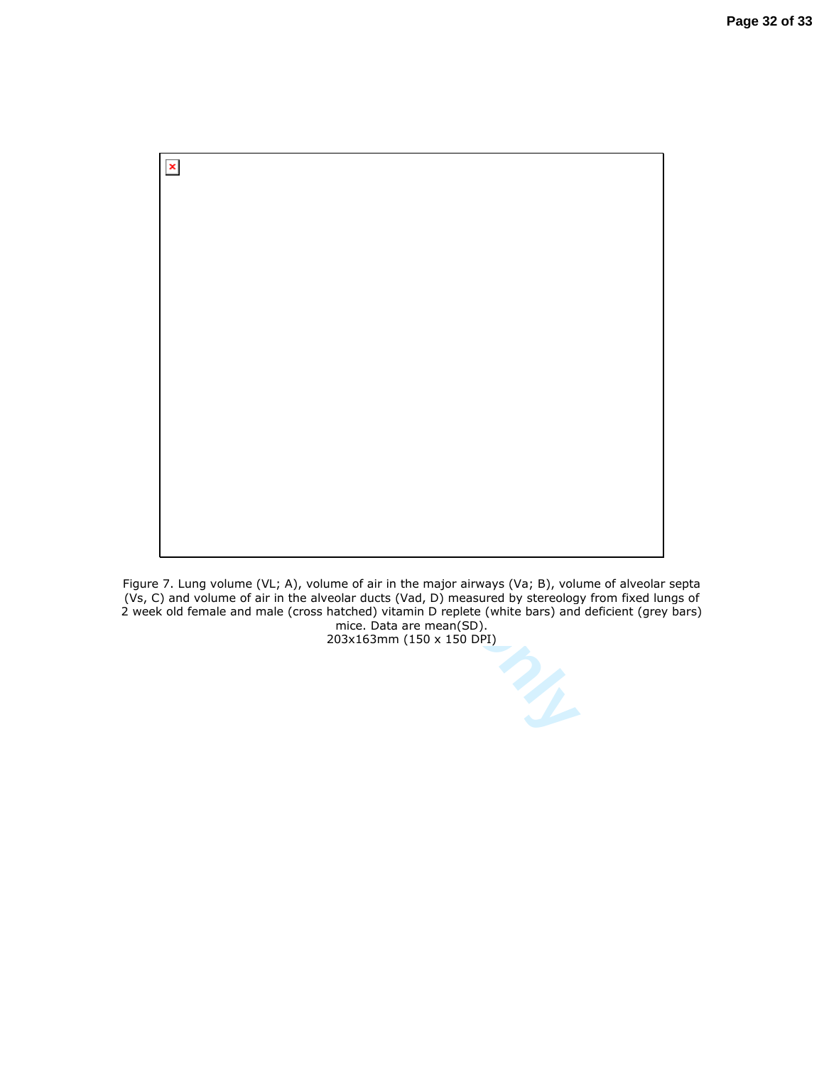Figure 7. Lung volume (VL; A), volume of air in the major airways (Va; B), volume of alveolar septa (Vs, C) and volume of air in the alveolar ducts (Vad, D) measured by stereology from fixed lungs of 2 week old female and male (cross hatched) vitamin D replete (white bars) and deficient (grey bars) mice. Data are mean(SD).
203x163mm (150 x 150 DPI)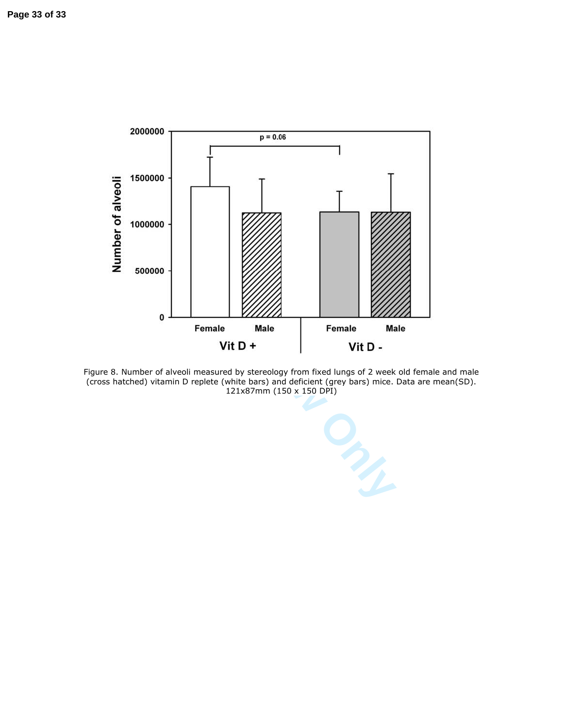2000000
1500000
1000000
500000
0

Number of alveoli

p = 0.06

Female
Male
Female
Male

Vit D +
Vit D -

Figure 8. Number of alveoli measured by stereology from fixed lungs of 2 week old female and male (cross hatched) vitamin D replete (white bars) and deficient (grey bars) mice. Data are mean(SD).
121x87mm (150 x 150 DPI)